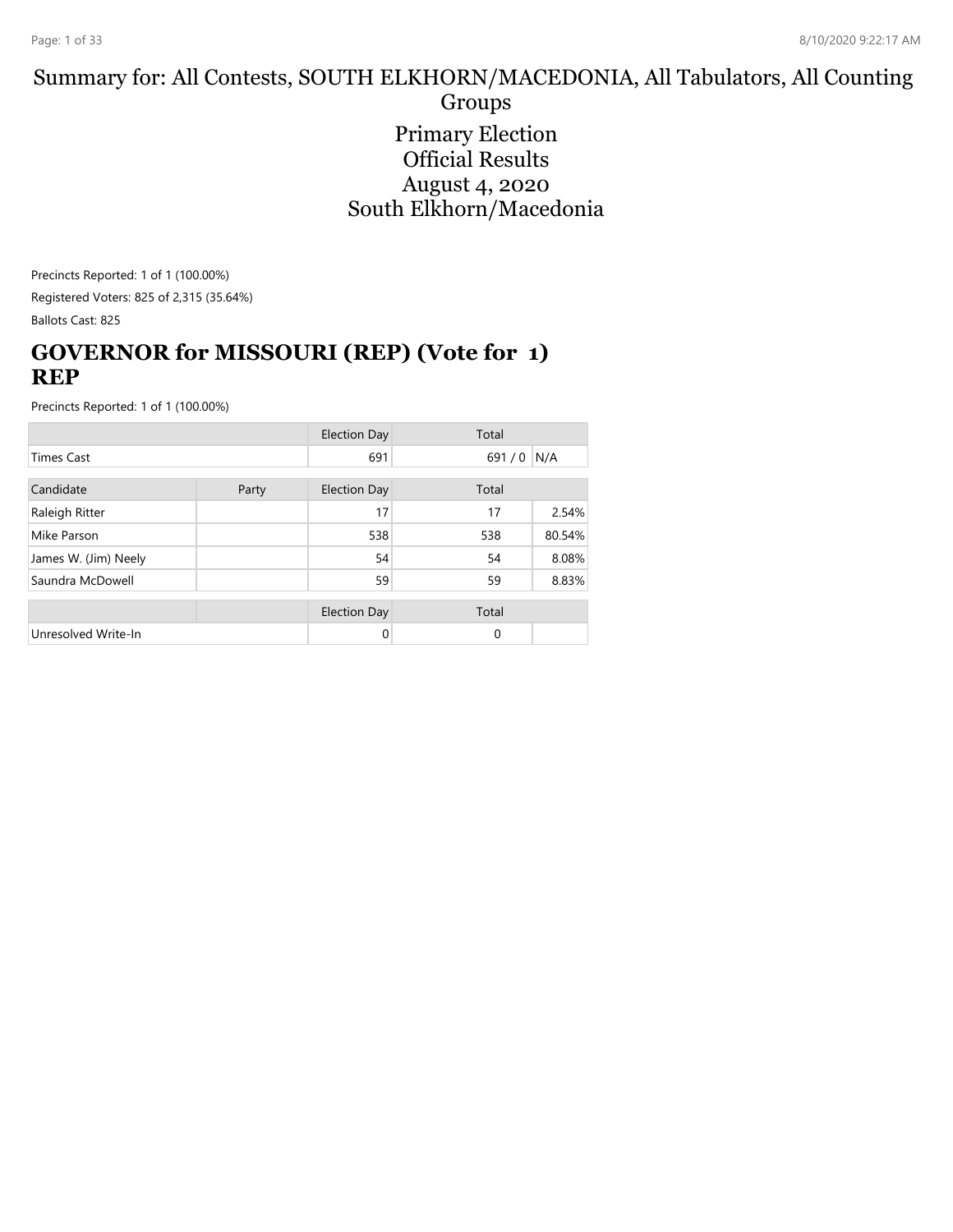# Summary for: All Contests, SOUTH ELKHORN/MACEDONIA, All Tabulators, All Counting Groups

Primary Election
Official Results
August 4, 2020
South Elkhorn/Macedonia

Precincts Reported: 1 of 1 (100.00%)

Registered Voters: 825 of 2,315 (35.64%)

Ballots Cast: 825

## GOVERNOR for MISSOURI (REP) (Vote for 1) REP

Precincts Reported: 1 of 1 (100.00%)

| | | Election Day | Total | |
|---|---|---|---|---|
| Times Cast | | 691 | 691 / 0 | N/A |

| Candidate | Party | Election Day | Total | |
|---|---|---|---|---|
| Raleigh Ritter | | 17 | 17 | 2.54% |
| Mike Parson | | 538 | 538 | 80.54% |
| James W. (Jim) Neely | | 54 | 54 | 8.08% |
| Saundra McDowell | | 59 | 59 | 8.83% |

| | | Election Day | Total | |
|---|---|---|---|---|
| Unresolved Write-In | | 0 | 0 | |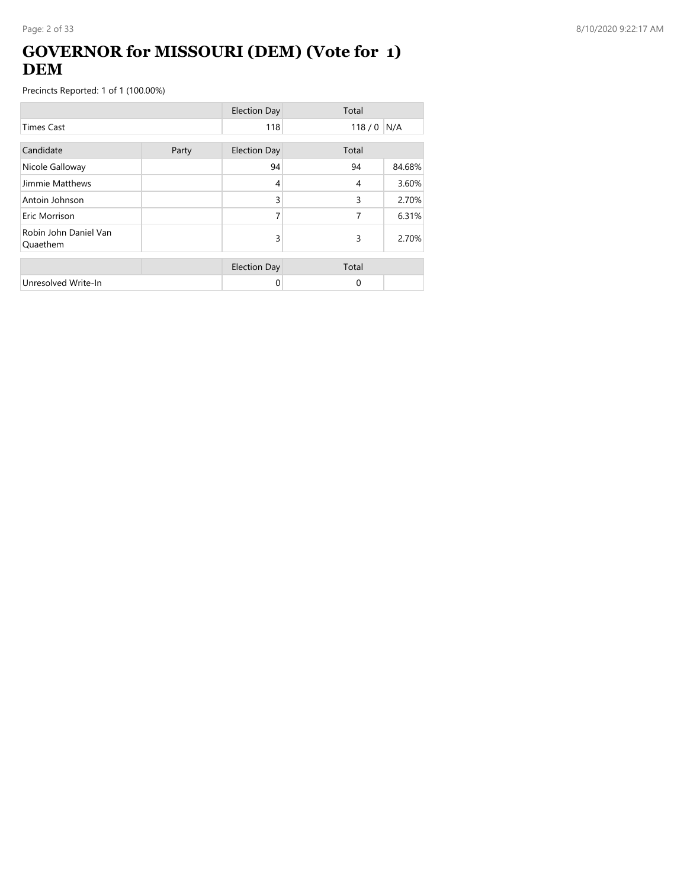# GOVERNOR for MISSOURI (DEM) (Vote for 1) DEM

Precincts Reported: 1 of 1 (100.00%)

| | | Election Day | Total | |
|---|---|---|---|---|
| Times Cast | | 118 | 118 / 0 | N/A |

| Candidate | Party | Election Day | Total | |
|---|---|---|---|---|
| Nicole Galloway | | 94 | 94 | 84.68% |
| Jimmie Matthews | | 4 | 4 | 3.60% |
| Antoin Johnson | | 3 | 3 | 2.70% |
| Eric Morrison | | 7 | 7 | 6.31% |
| Robin John Daniel Van Quaethem | | 3 | 3 | 2.70% |

| | | Election Day | Total | |
|---|---|---|---|---|
| Unresolved Write-In | | 0 | 0 | |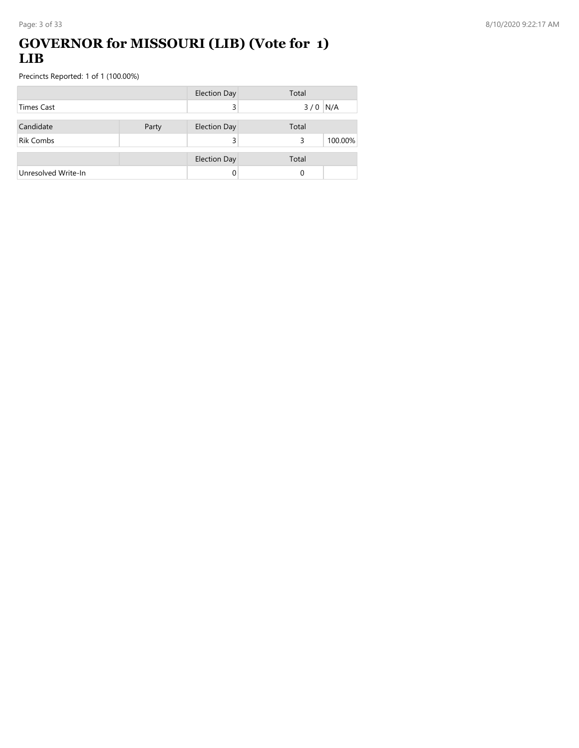# GOVERNOR for MISSOURI (LIB) (Vote for 1) LIB

Precincts Reported: 1 of 1 (100.00%)

| | | Election Day | Total | |
|---|---|---|---|---|
| Times Cast | | 3 | 3 / 0 | N/A |

| Candidate | Party | Election Day | Total | |
|---|---|---|---|---|
| Rik Combs | | 3 | 3 | 100.00% |

| | | Election Day | Total | |
|---|---|---|---|---|
| Unresolved Write-In | | 0 | 0 | |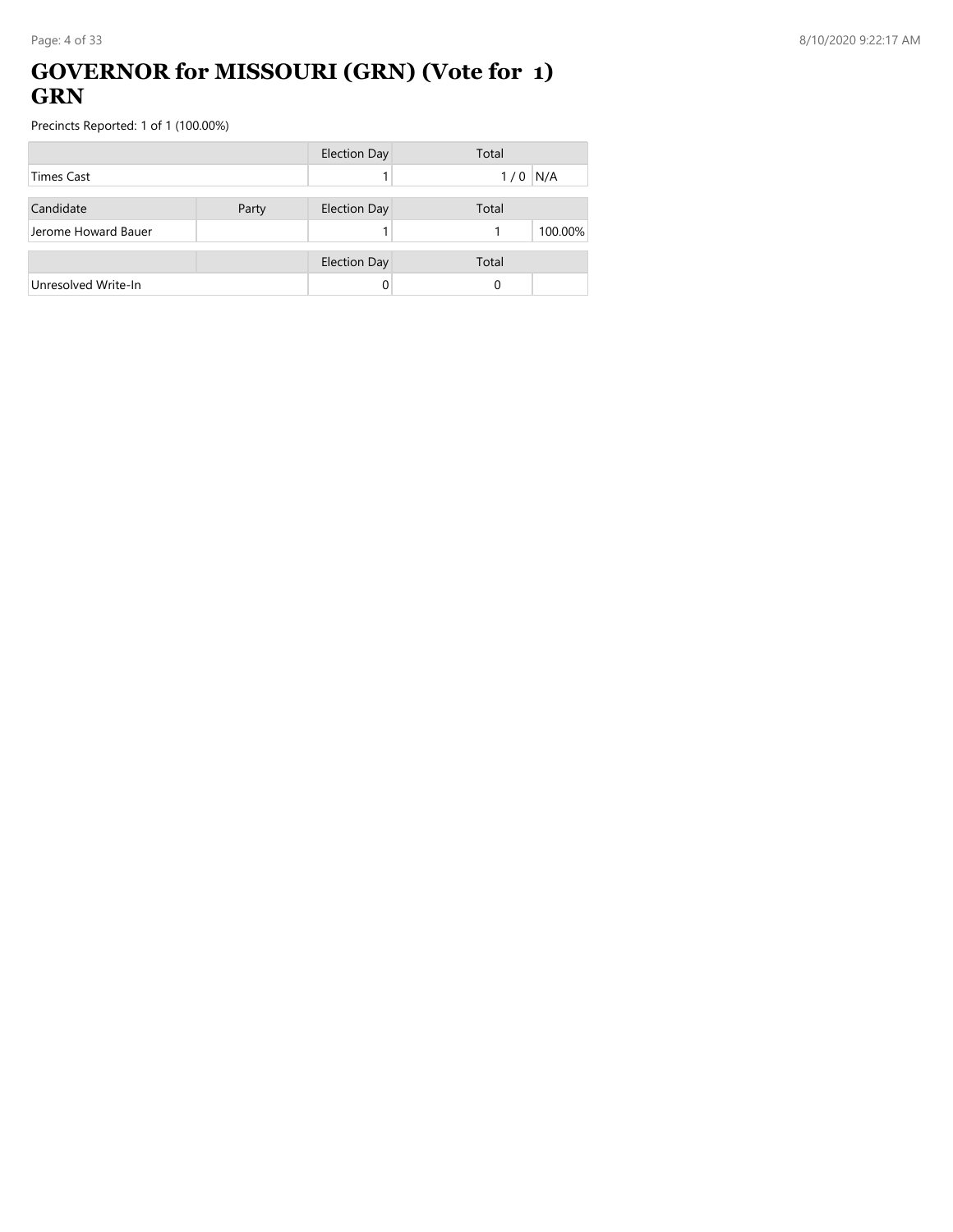# GOVERNOR for MISSOURI (GRN) (Vote for 1) GRN

Precincts Reported: 1 of 1 (100.00%)

| | | Election Day | Total | |
|---|---|---|---|---|
| Times Cast | | 1 | 1 / 0 | N/A |

| Candidate | Party | Election Day | Total | |
|---|---|---|---|---|
| Jerome Howard Bauer | | 1 | 1 | 100.00% |

| | | Election Day | Total | |
|---|---|---|---|---|
| Unresolved Write-In | | 0 | 0 | |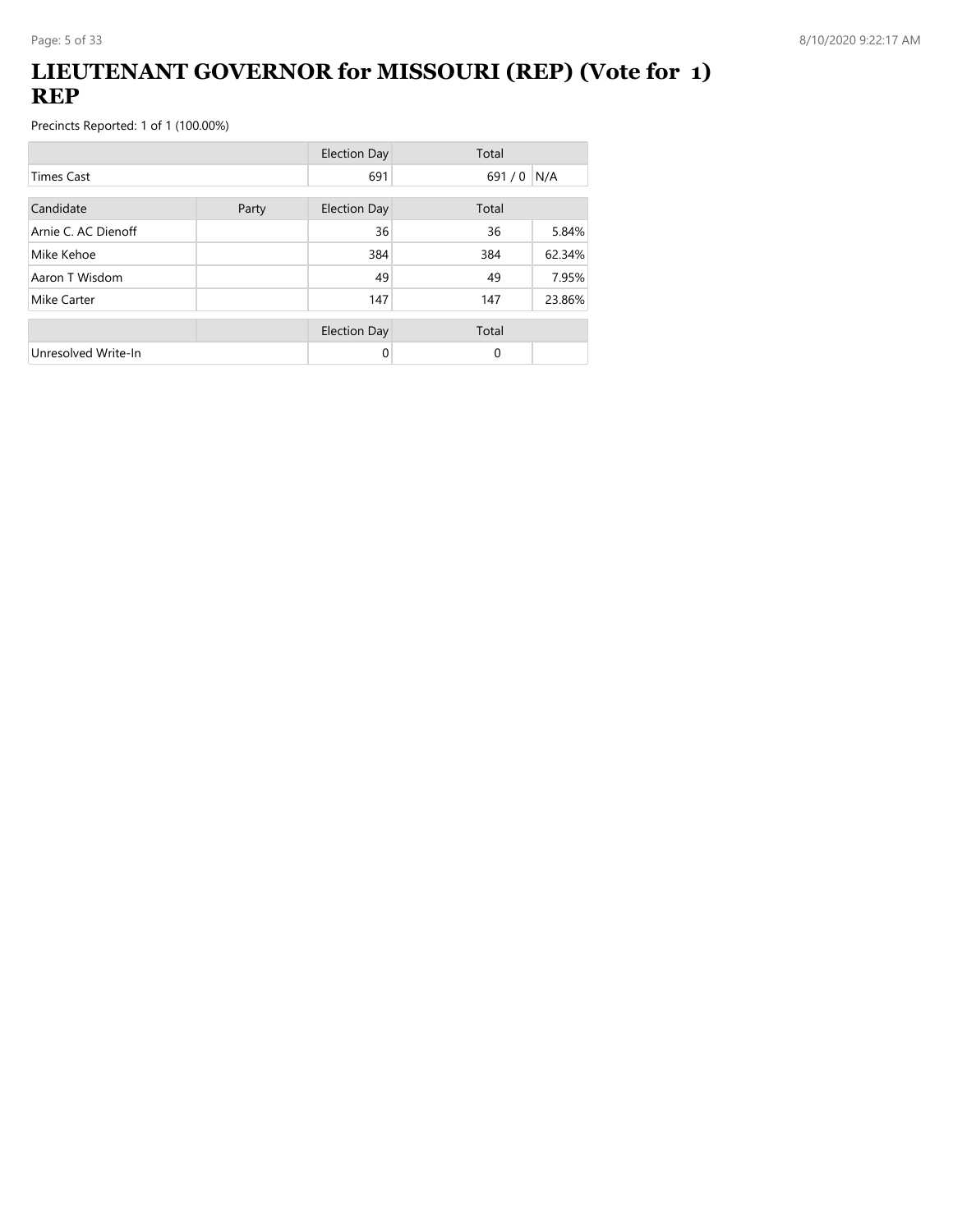# LIEUTENANT GOVERNOR for MISSOURI (REP) (Vote for 1) REP

Precincts Reported: 1 of 1 (100.00%)

| | | Election Day | Total | |
|---|---|---|---|---|
| Times Cast | | 691 | 691 / 0 | N/A |

| Candidate | Party | Election Day | Total | |
|---|---|---|---|---|
| Arnie C. AC Dienoff | | 36 | 36 | 5.84% |
| Mike Kehoe | | 384 | 384 | 62.34% |
| Aaron T Wisdom | | 49 | 49 | 7.95% |
| Mike Carter | | 147 | 147 | 23.86% |

| | | Election Day | Total | |
|---|---|---|---|---|
| Unresolved Write-In | | 0 | 0 | |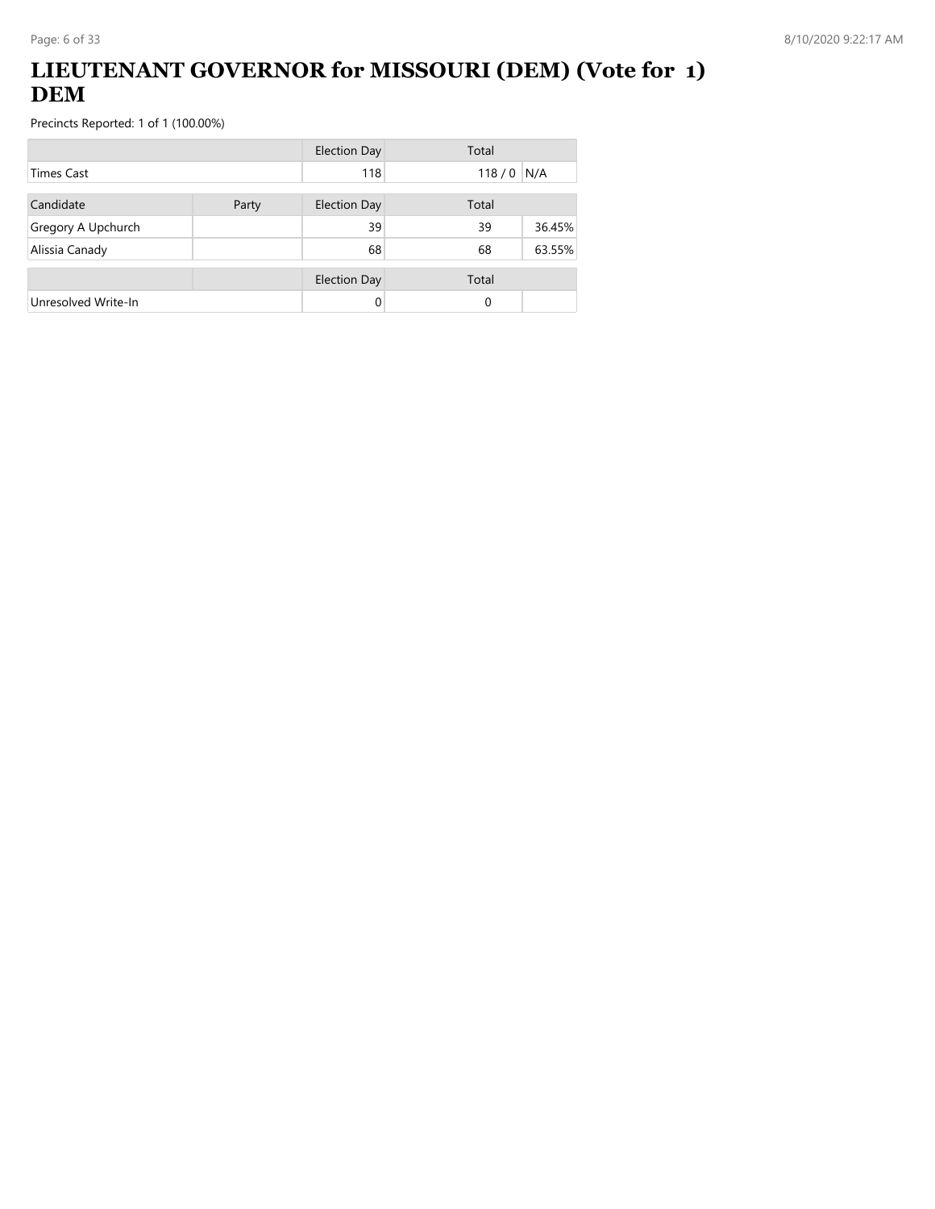# LIEUTENANT GOVERNOR for MISSOURI (DEM) (Vote for 1) DEM

Precincts Reported: 1 of 1 (100.00%)

| | | Election Day | Total | |
|---|---|---|---|---|
| Times Cast | | 118 | 118 / 0 | N/A |

| Candidate | Party | Election Day | Total | |
|---|---|---|---|---|
| Gregory A Upchurch | | 39 | 39 | 36.45% |
| Alissia Canady | | 68 | 68 | 63.55% |

| | | Election Day | Total | |
|---|---|---|---|---|
| Unresolved Write-In | | 0 | 0 | |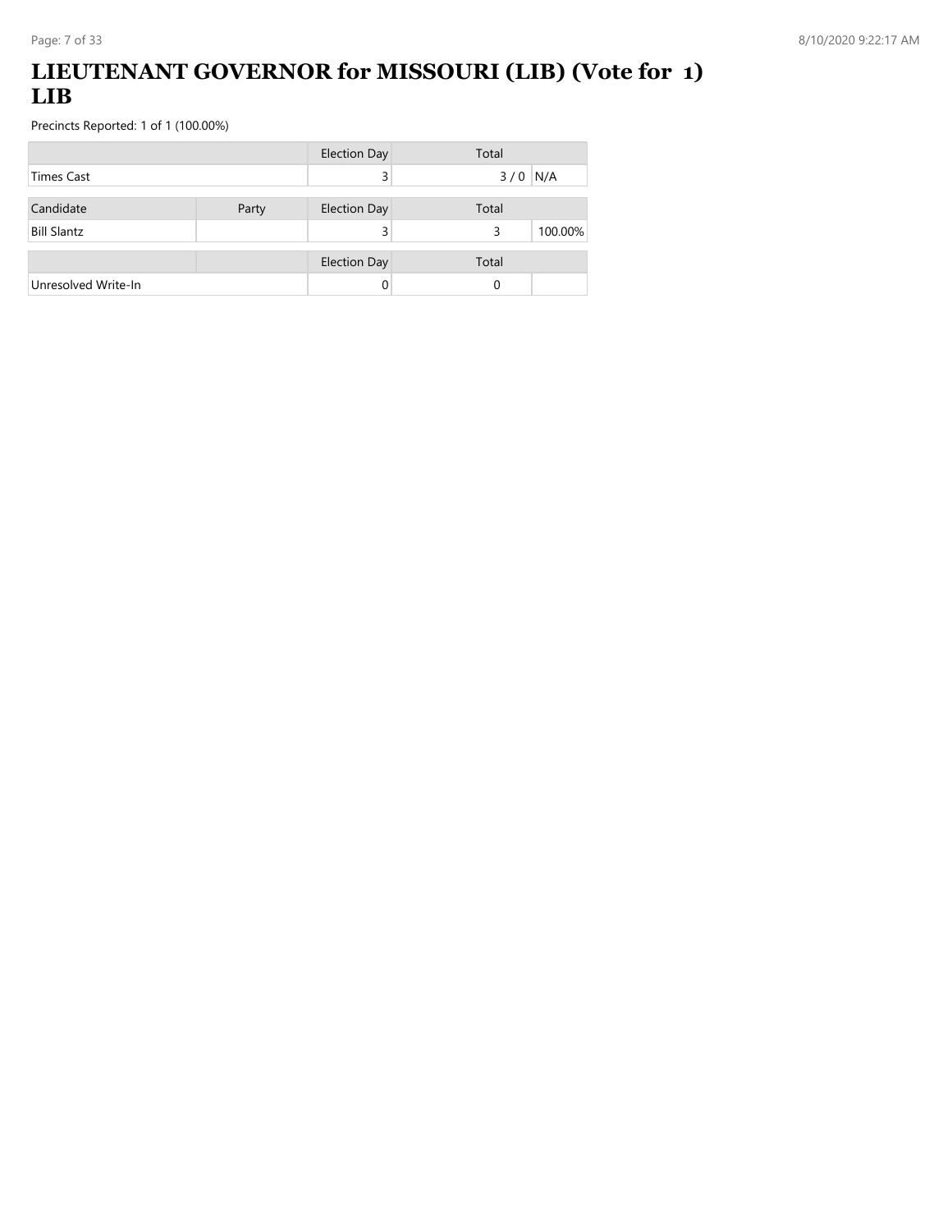# LIEUTENANT GOVERNOR for MISSOURI (LIB) (Vote for 1) LIB

Precincts Reported: 1 of 1 (100.00%)

| | | Election Day | Total | |
|---|---|---|---|---|
| Times Cast | | 3 | 3 / 0 | N/A |

| Candidate | Party | Election Day | Total | |
|---|---|---|---|---|
| Bill Slantz | | 3 | 3 | 100.00% |

| | | Election Day | Total | |
|---|---|---|---|---|
| Unresolved Write-In | | 0 | 0 | |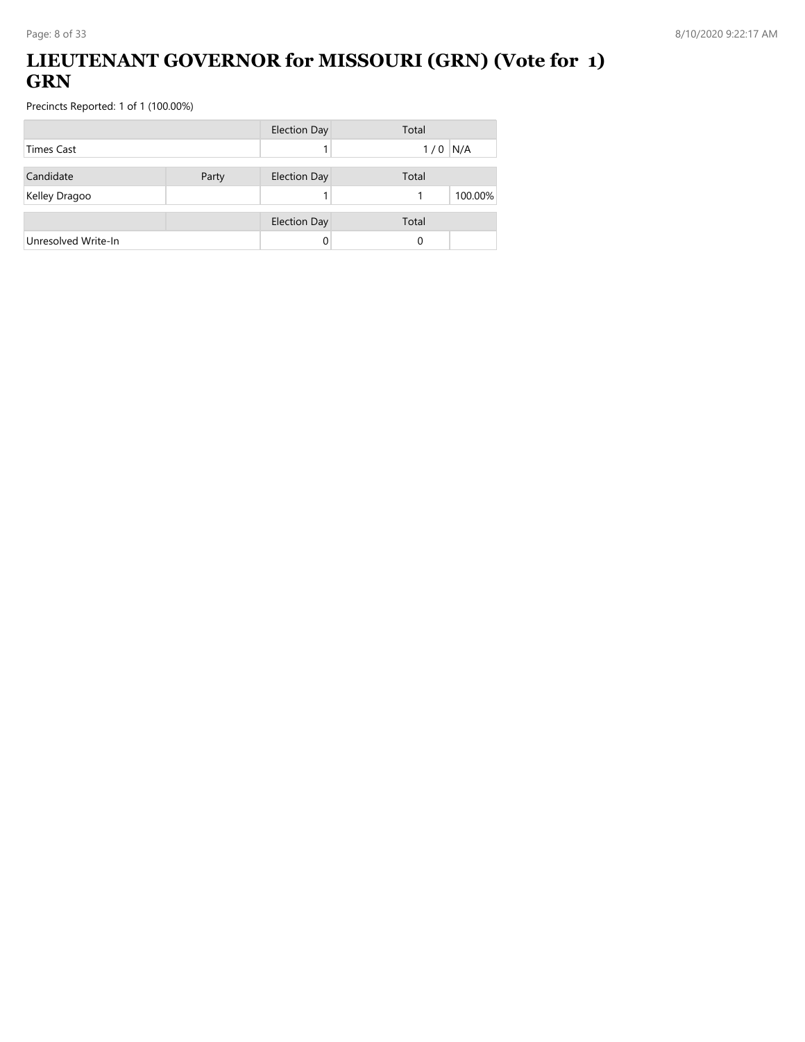# LIEUTENANT GOVERNOR for MISSOURI (GRN) (Vote for 1) GRN

Precincts Reported: 1 of 1 (100.00%)

| | Election Day | Total | |
|---|---|---|---|
| Times Cast | 1 | 1 / 0 | N/A |

| Candidate | Party | Election Day | Total | |
|---|---|---|---|---|
| Kelley Dragoo | | 1 | 1 | 100.00% |

| | | Election Day | Total | |
|---|---|---|---|---|
| Unresolved Write-In | | 0 | 0 | |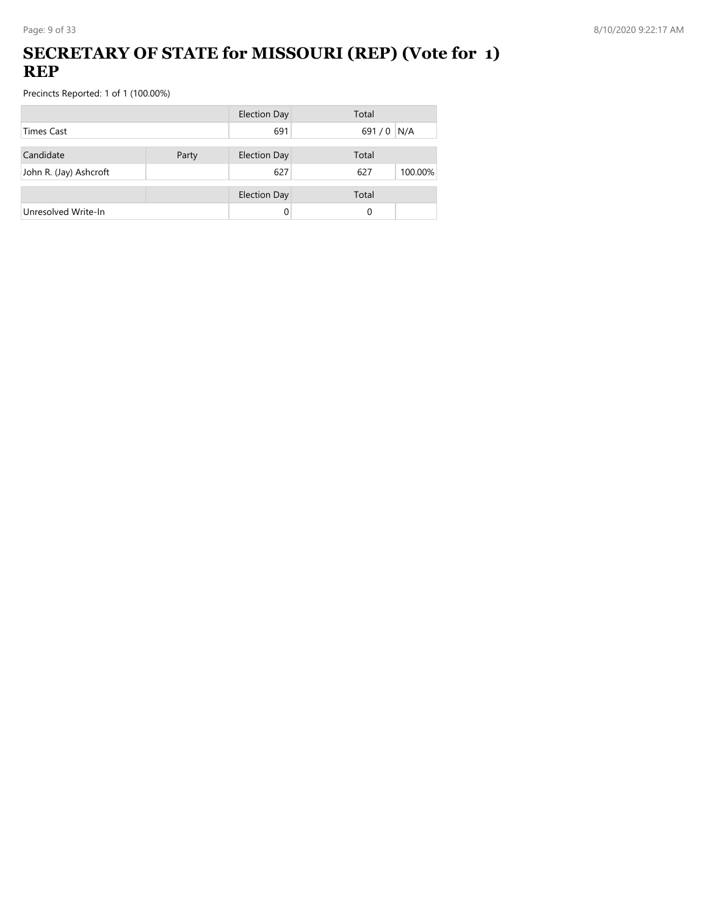# SECRETARY OF STATE for MISSOURI (REP) (Vote for 1) REP

Precincts Reported: 1 of 1 (100.00%)

| | | Election Day | Total | |
|---|---|---|---|---|
| Times Cast | | 691 | 691 / 0 | N/A |

| Candidate | Party | Election Day | Total | |
|---|---|---|---|---|
| John R. (Jay) Ashcroft | | 627 | 627 | 100.00% |

| | | Election Day | Total | |
|---|---|---|---|---|
| Unresolved Write-In | | 0 | 0 | |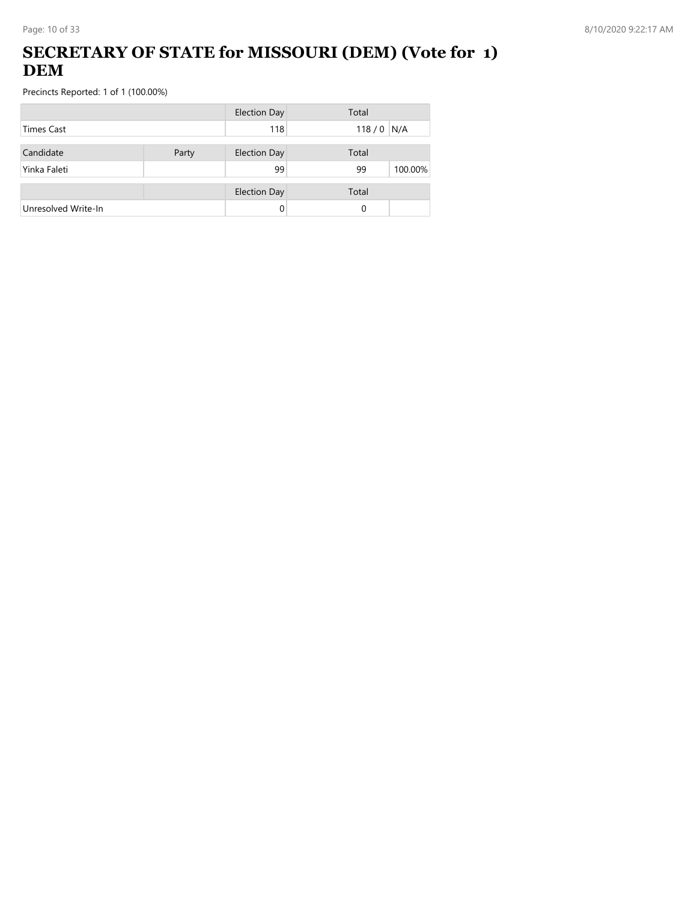# SECRETARY OF STATE for MISSOURI (DEM) (Vote for 1) DEM

Precincts Reported: 1 of 1 (100.00%)

| | | Election Day | Total | |
|---|---|---|---|---|
| Times Cast | | 118 | 118 / 0 | N/A |

| Candidate | Party | Election Day | Total | |
|---|---|---|---|---|
| Yinka Faleti | | 99 | 99 | 100.00% |

| | | Election Day | Total | |
|---|---|---|---|---|
| Unresolved Write-In | | 0 | 0 | |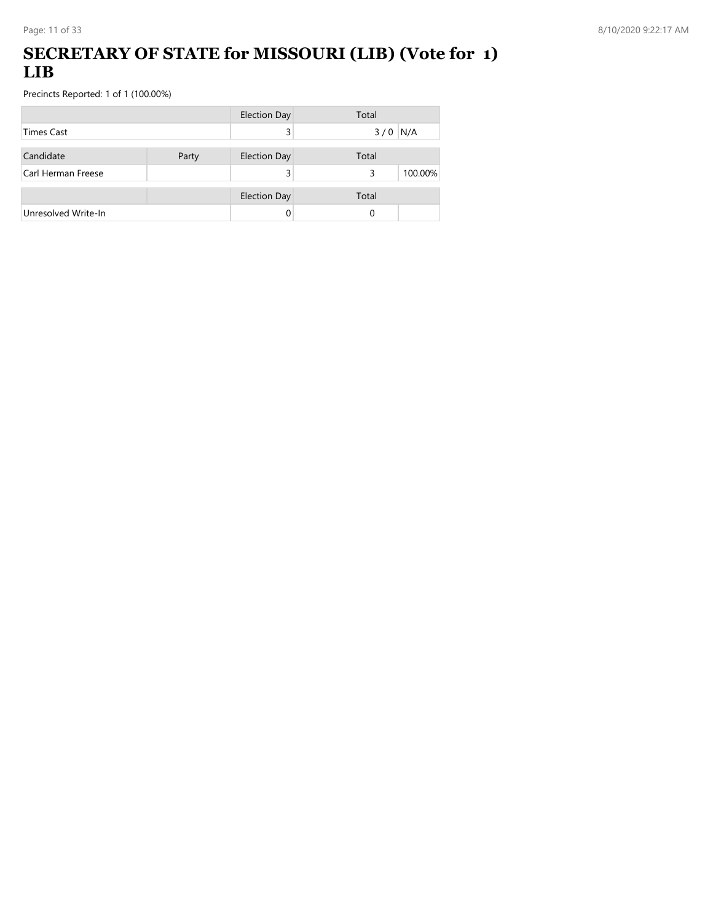# SECRETARY OF STATE for MISSOURI (LIB) (Vote for 1) LIB

Precincts Reported: 1 of 1 (100.00%)

| | | Election Day | Total | |
|---|---|---|---|---|
| Times Cast | | 3 | 3 / 0 | N/A |

| Candidate | Party | Election Day | Total | |
|---|---|---|---|---|
| Carl Herman Freese | | 3 | 3 | 100.00% |

| | | Election Day | Total | |
|---|---|---|---|---|
| Unresolved Write-In | | 0 | 0 | |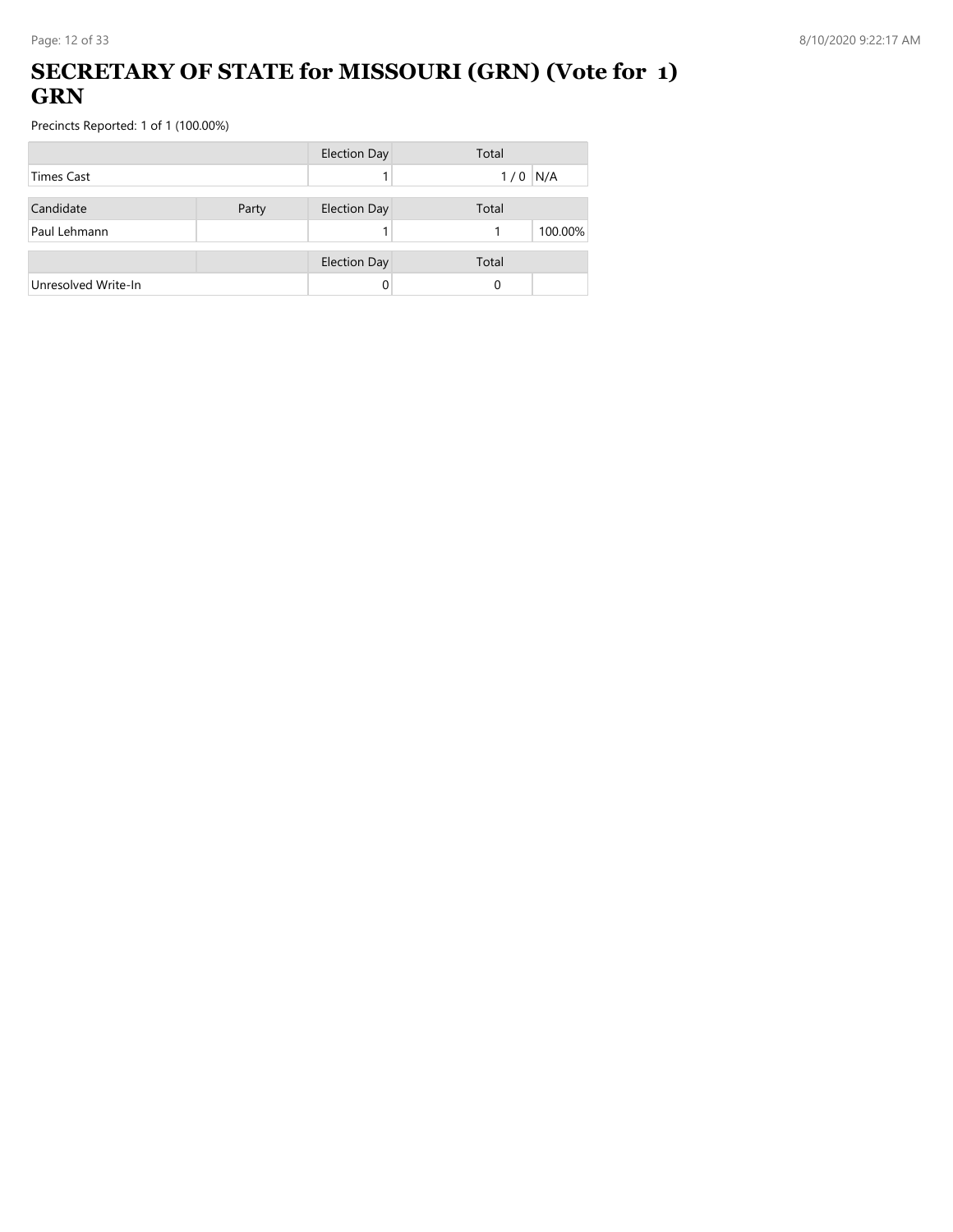# SECRETARY OF STATE for MISSOURI (GRN) (Vote for 1) GRN

Precincts Reported: 1 of 1 (100.00%)

| | | Election Day | Total | |
|---|---|---|---|---|
| Times Cast | | 1 | 1 / 0 | N/A |

| Candidate | Party | Election Day | Total | |
|---|---|---|---|---|
| Paul Lehmann | | 1 | 1 | 100.00% |

| | | Election Day | Total | |
|---|---|---|---|---|
| Unresolved Write-In | | 0 | 0 | |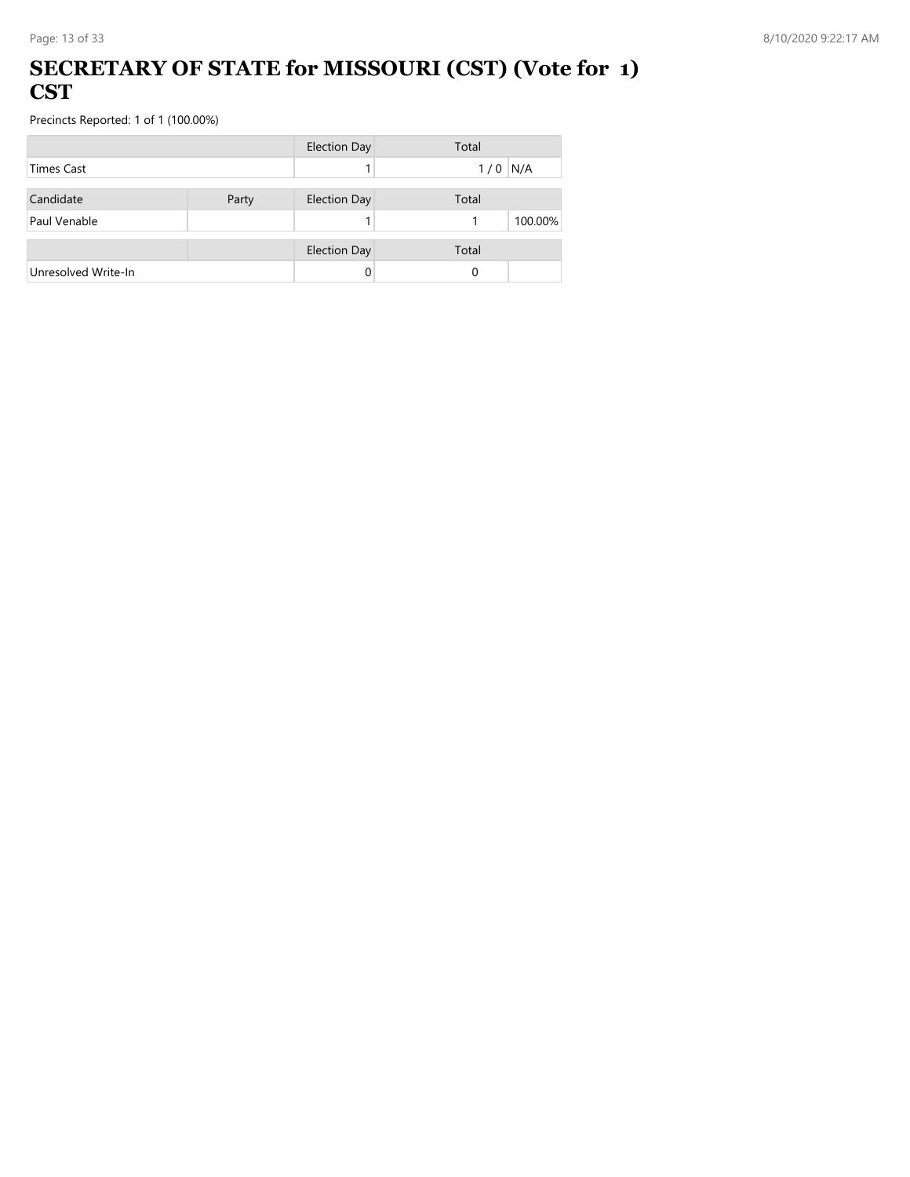# SECRETARY OF STATE for MISSOURI (CST) (Vote for 1) CST

Precincts Reported: 1 of 1 (100.00%)

| | | Election Day | Total | |
|---|---|---|---|---|
| Times Cast | | 1 | 1 / 0 | N/A |

| Candidate | Party | Election Day | Total | |
|---|---|---|---|---|
| Paul Venable | | 1 | 1 | 100.00% |

| | | Election Day | Total | |
|---|---|---|---|---|
| Unresolved Write-In | | 0 | 0 | |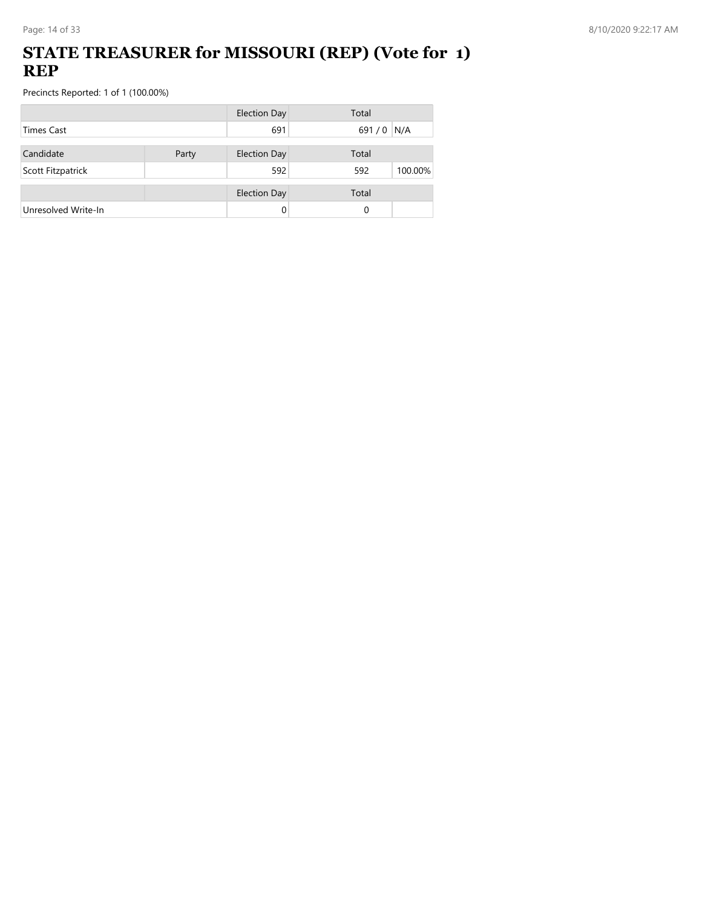# STATE TREASURER for MISSOURI (REP) (Vote for 1) REP

Precincts Reported: 1 of 1 (100.00%)

| | | Election Day | Total | |
|---|---|---|---|---|
| Times Cast | | 691 | 691 / 0 | N/A |

| Candidate | Party | Election Day | Total | |
|---|---|---|---|---|
| Scott Fitzpatrick | | 592 | 592 | 100.00% |

| | | Election Day | Total | |
|---|---|---|---|---|
| Unresolved Write-In | | 0 | 0 | |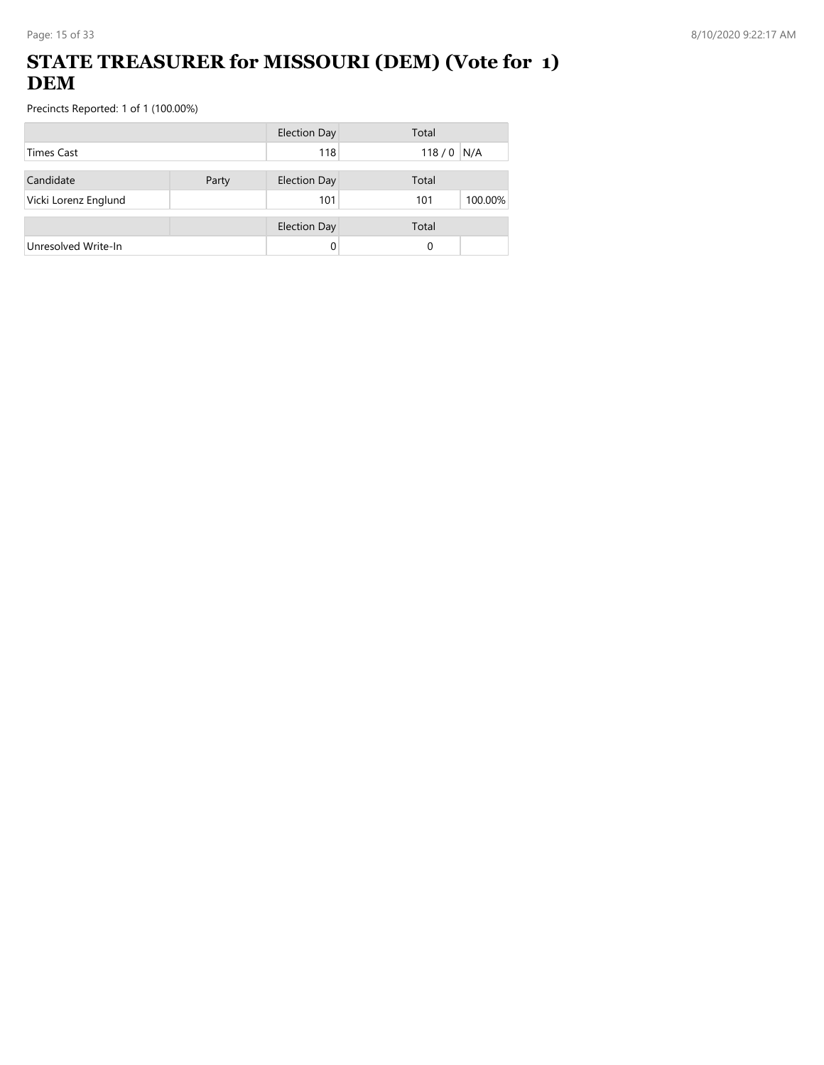# STATE TREASURER for MISSOURI (DEM) (Vote for 1) DEM

Precincts Reported: 1 of 1 (100.00%)

| | | Election Day | Total | |
|---|---|---|---|---|
| Times Cast | | 118 | 118 / 0 | N/A |

| Candidate | Party | Election Day | Total | |
|---|---|---|---|---|
| Vicki Lorenz Englund | | 101 | 101 | 100.00% |

| | | Election Day | Total | |
|---|---|---|---|---|
| Unresolved Write-In | | 0 | 0 | |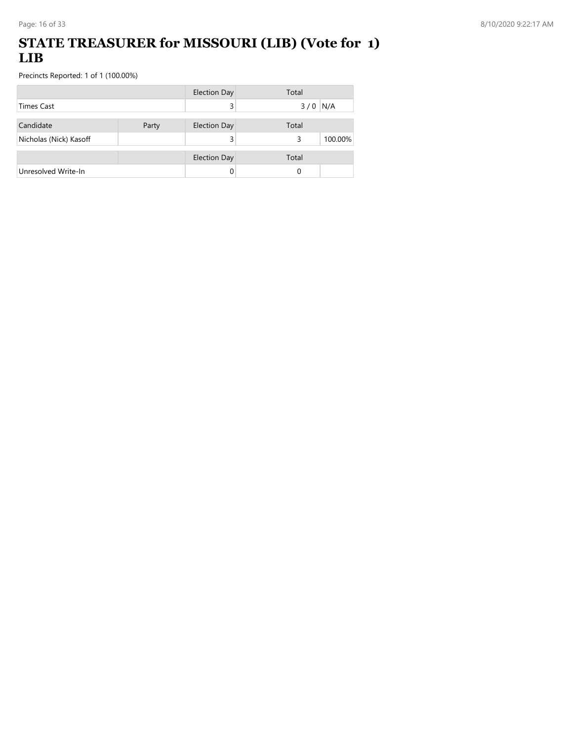# STATE TREASURER for MISSOURI (LIB) (Vote for 1) LIB

Precincts Reported: 1 of 1 (100.00%)

| | | Election Day | Total | |
|---|---|---|---|---|
| Times Cast | | 3 | 3 / 0 | N/A |

| Candidate | Party | Election Day | Total | |
|---|---|---|---|---|
| Nicholas (Nick) Kasoff | | 3 | 3 | 100.00% |

| | | Election Day | Total | |
|---|---|---|---|---|
| Unresolved Write-In | | 0 | 0 | |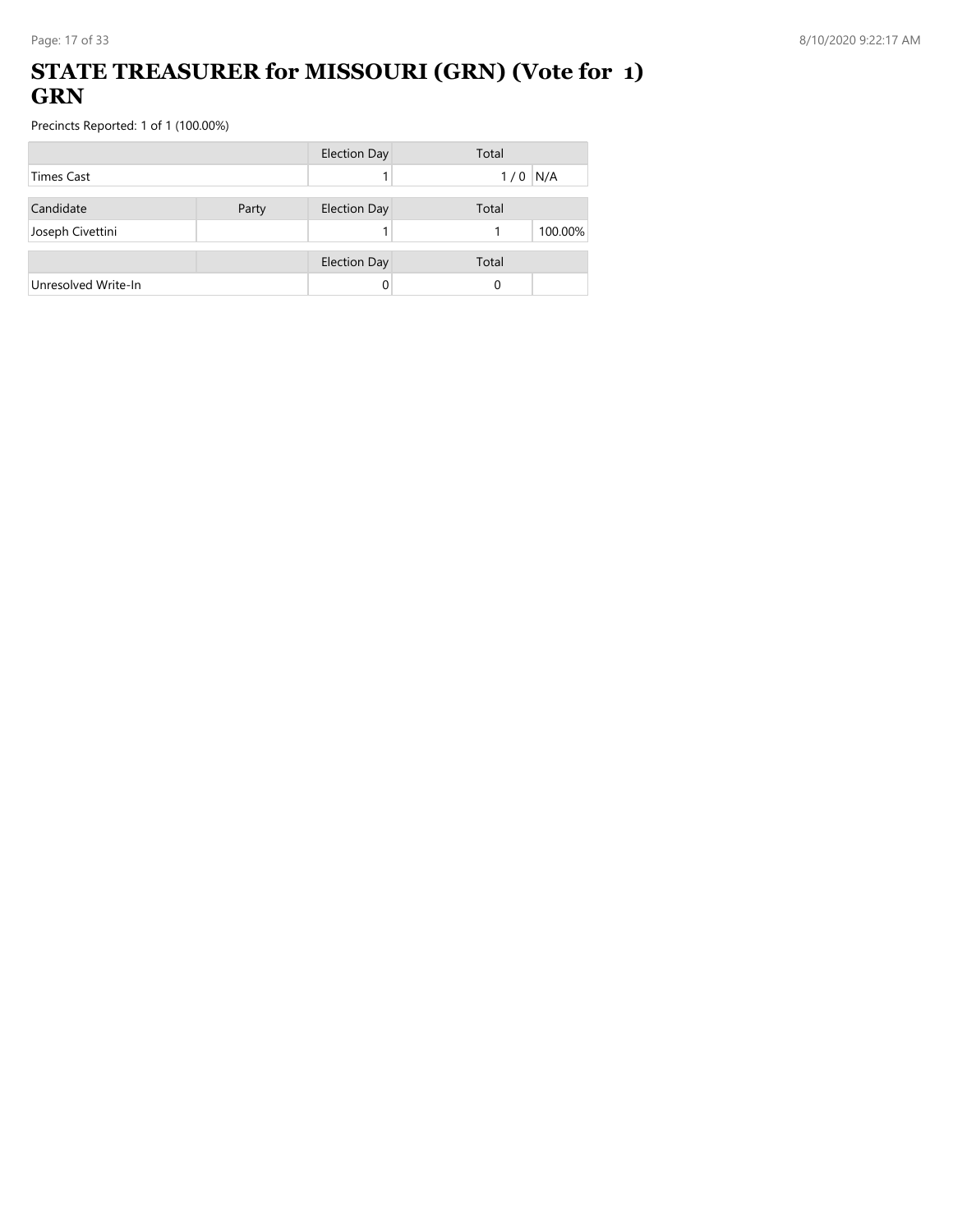# STATE TREASURER for MISSOURI (GRN) (Vote for 1) GRN

Precincts Reported: 1 of 1 (100.00%)

| | Election Day | Total | |
|---|---|---|---|
| Times Cast | 1 | 1 / 0 | N/A |

| Candidate | Party | Election Day | Total | |
|---|---|---|---|---|
| Joseph Civettini | | 1 | 1 | 100.00% |

| | | Election Day | Total | |
|---|---|---|---|---|
| Unresolved Write-In | | 0 | 0 | |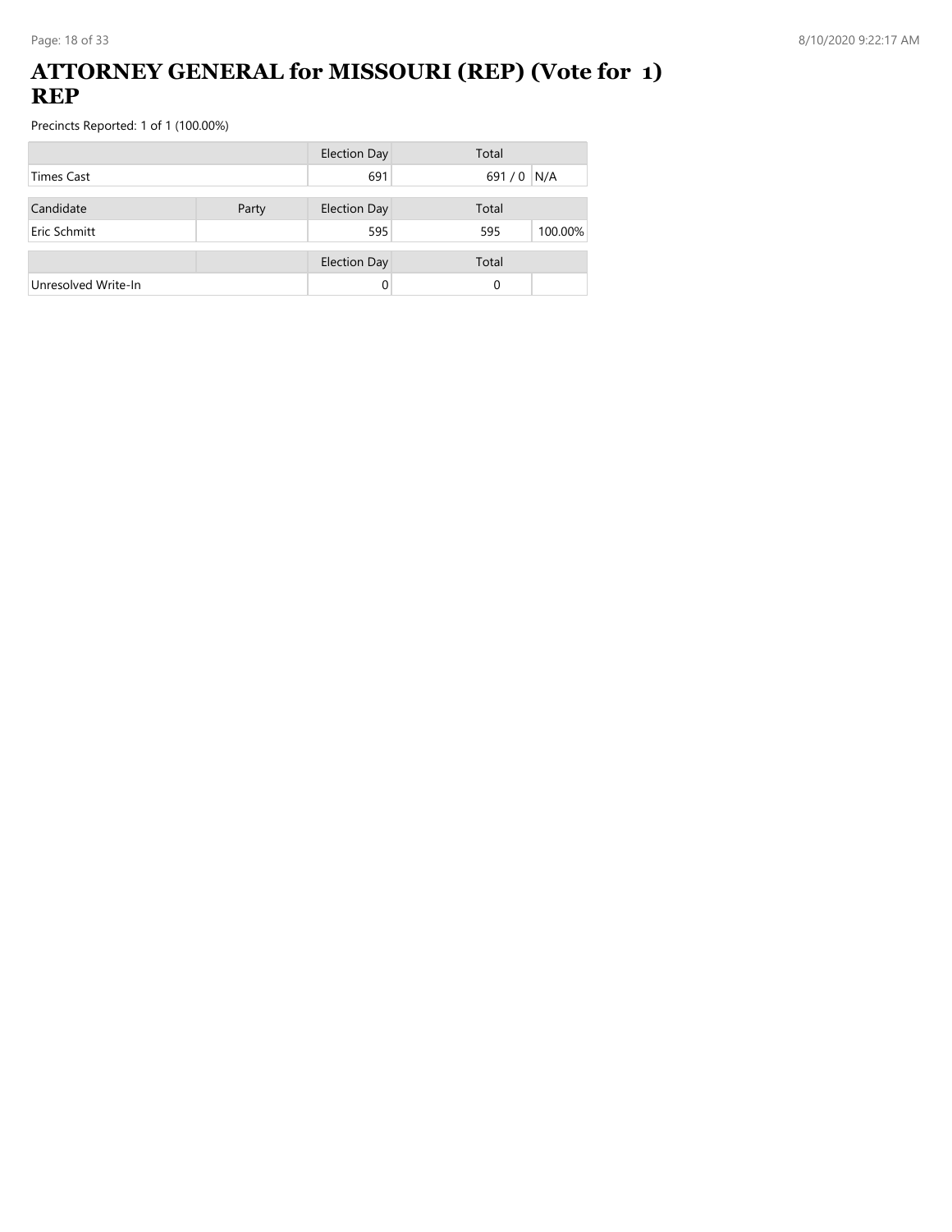# ATTORNEY GENERAL for MISSOURI (REP) (Vote for 1) REP

Precincts Reported: 1 of 1 (100.00%)

| | | Election Day | Total | |
|---|---|---|---|---|
| Times Cast | | 691 | 691 / 0 | N/A |

| Candidate | Party | Election Day | Total | |
|---|---|---|---|---|
| Eric Schmitt | | 595 | 595 | 100.00% |

| | | Election Day | Total | |
|---|---|---|---|---|
| Unresolved Write-In | | 0 | 0 | |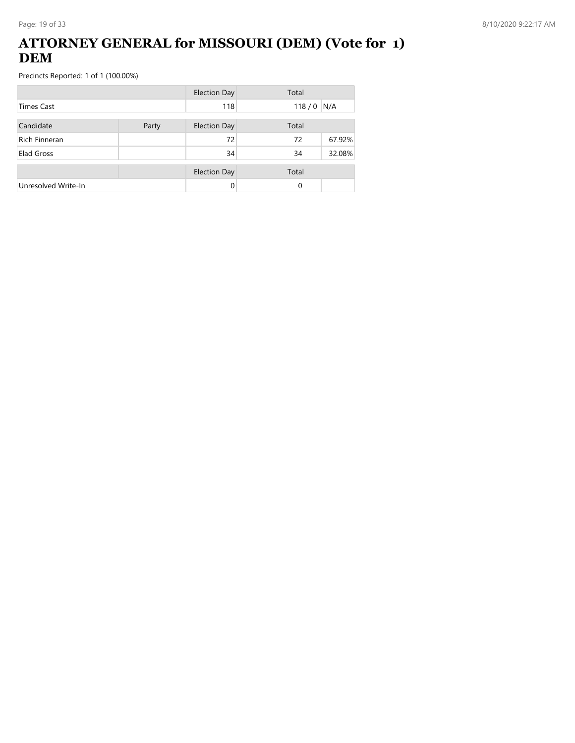# ATTORNEY GENERAL for MISSOURI (DEM) (Vote for 1) DEM

Precincts Reported: 1 of 1 (100.00%)

| | | Election Day | Total | |
|---|---|---|---|---|
| Times Cast | | 118 | 118 / 0 | N/A |

| Candidate | Party | Election Day | Total | |
|---|---|---|---|---|
| Rich Finneran | | 72 | 72 | 67.92% |
| Elad Gross | | 34 | 34 | 32.08% |

| | | Election Day | Total | |
|---|---|---|---|---|
| Unresolved Write-In | | 0 | 0 | |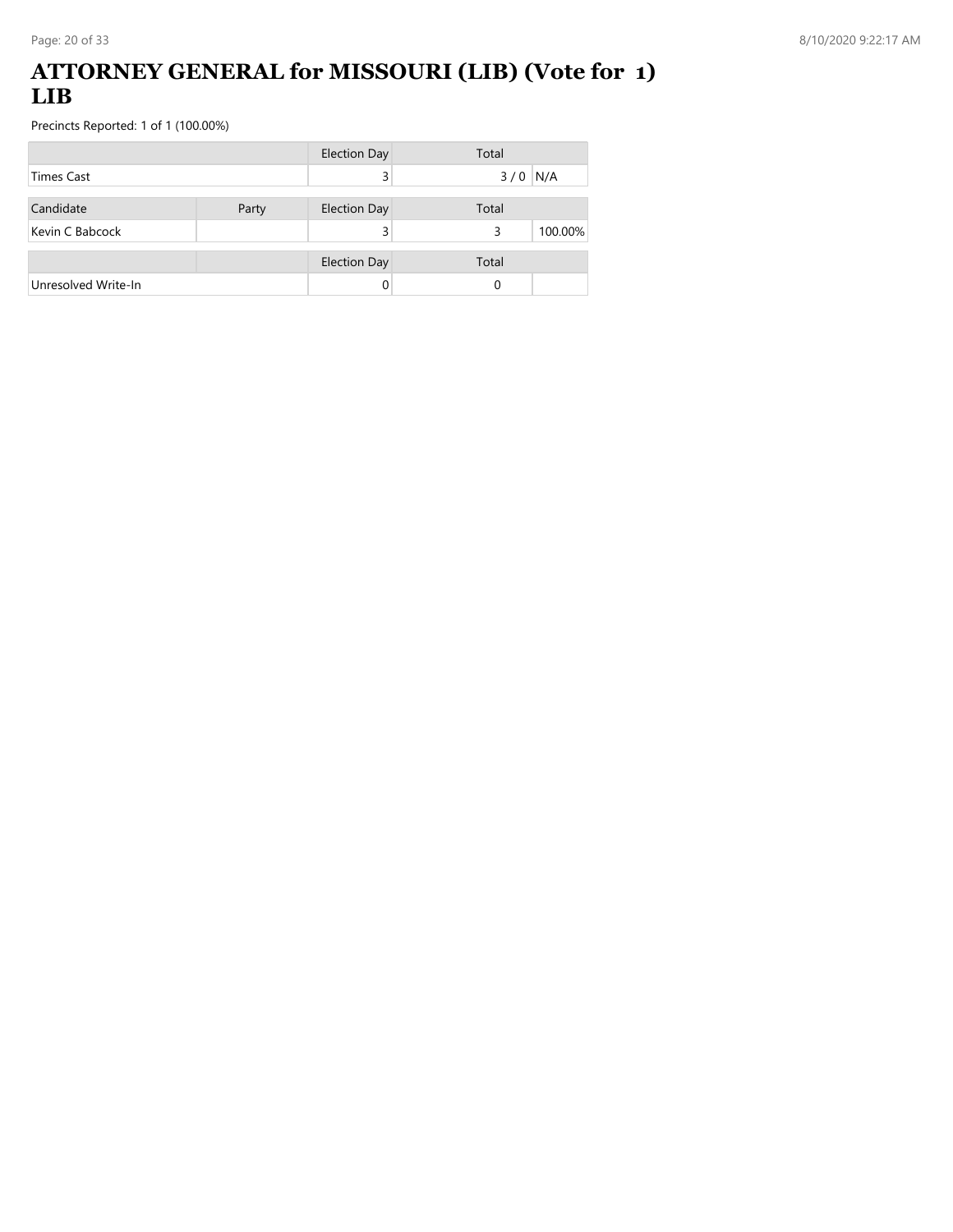# ATTORNEY GENERAL for MISSOURI (LIB) (Vote for 1) LIB

Precincts Reported: 1 of 1 (100.00%)

| | | Election Day | Total | |
|---|---|---|---|---|
| Times Cast | | 3 | 3 / 0 | N/A |

| Candidate | Party | Election Day | Total | |
|---|---|---|---|---|
| Kevin C Babcock | | 3 | 3 | 100.00% |

| | | Election Day | Total | |
|---|---|---|---|---|
| Unresolved Write-In | | 0 | 0 | |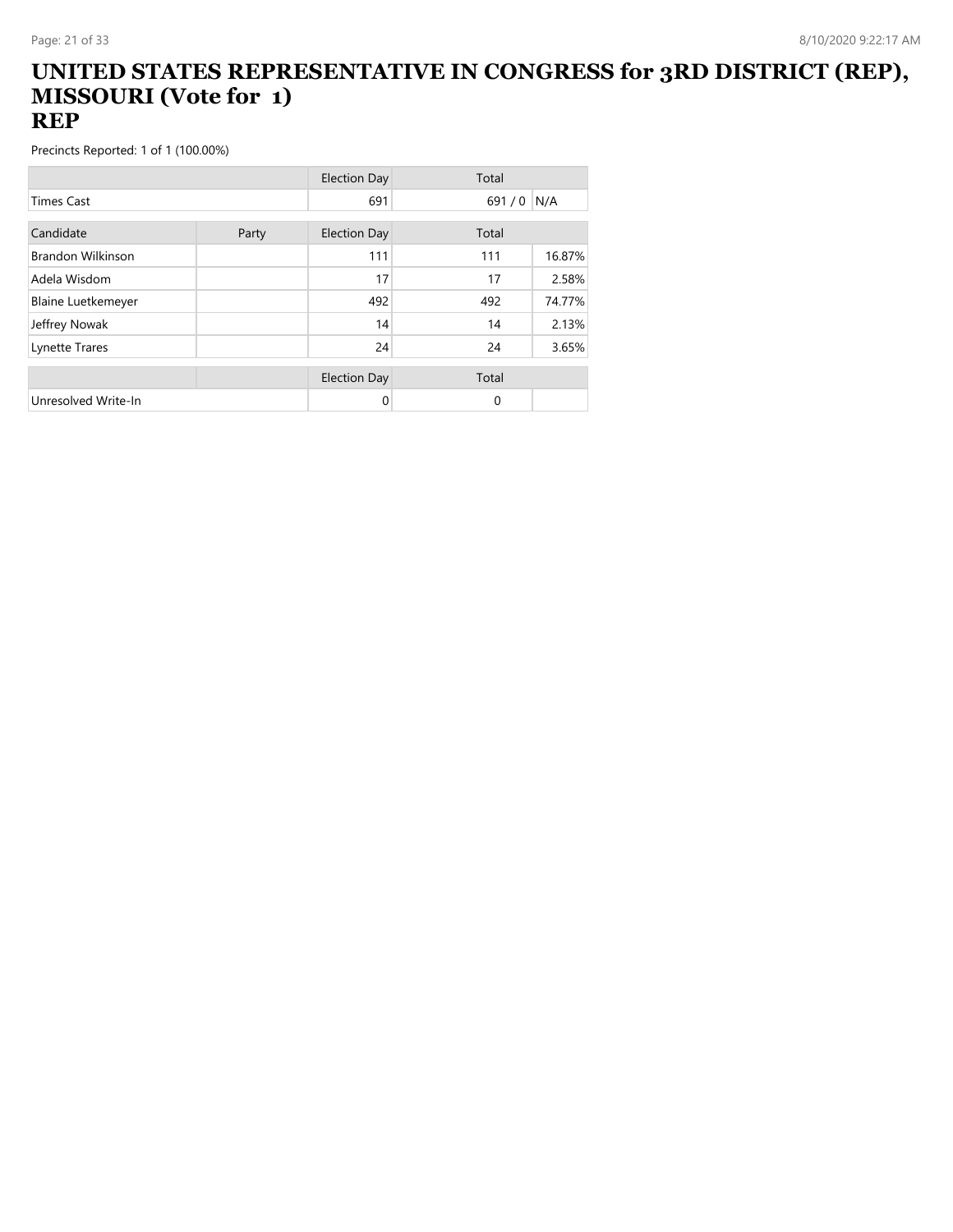# UNITED STATES REPRESENTATIVE IN CONGRESS for 3RD DISTRICT (REP), MISSOURI (Vote for 1)
## REP

Precincts Reported: 1 of 1 (100.00%)

| | | Election Day | Total | |
|---|---|---|---|---|
| Times Cast | | 691 | 691 / 0 | N/A |

| Candidate | Party | Election Day | Total | |
|---|---|---|---|---|
| Brandon Wilkinson | | 111 | 111 | 16.87% |
| Adela Wisdom | | 17 | 17 | 2.58% |
| Blaine Luetkemeyer | | 492 | 492 | 74.77% |
| Jeffrey Nowak | | 14 | 14 | 2.13% |
| Lynette Trares | | 24 | 24 | 3.65% |

| | | Election Day | Total | |
|---|---|---|---|---|
| Unresolved Write-In | | 0 | 0 | |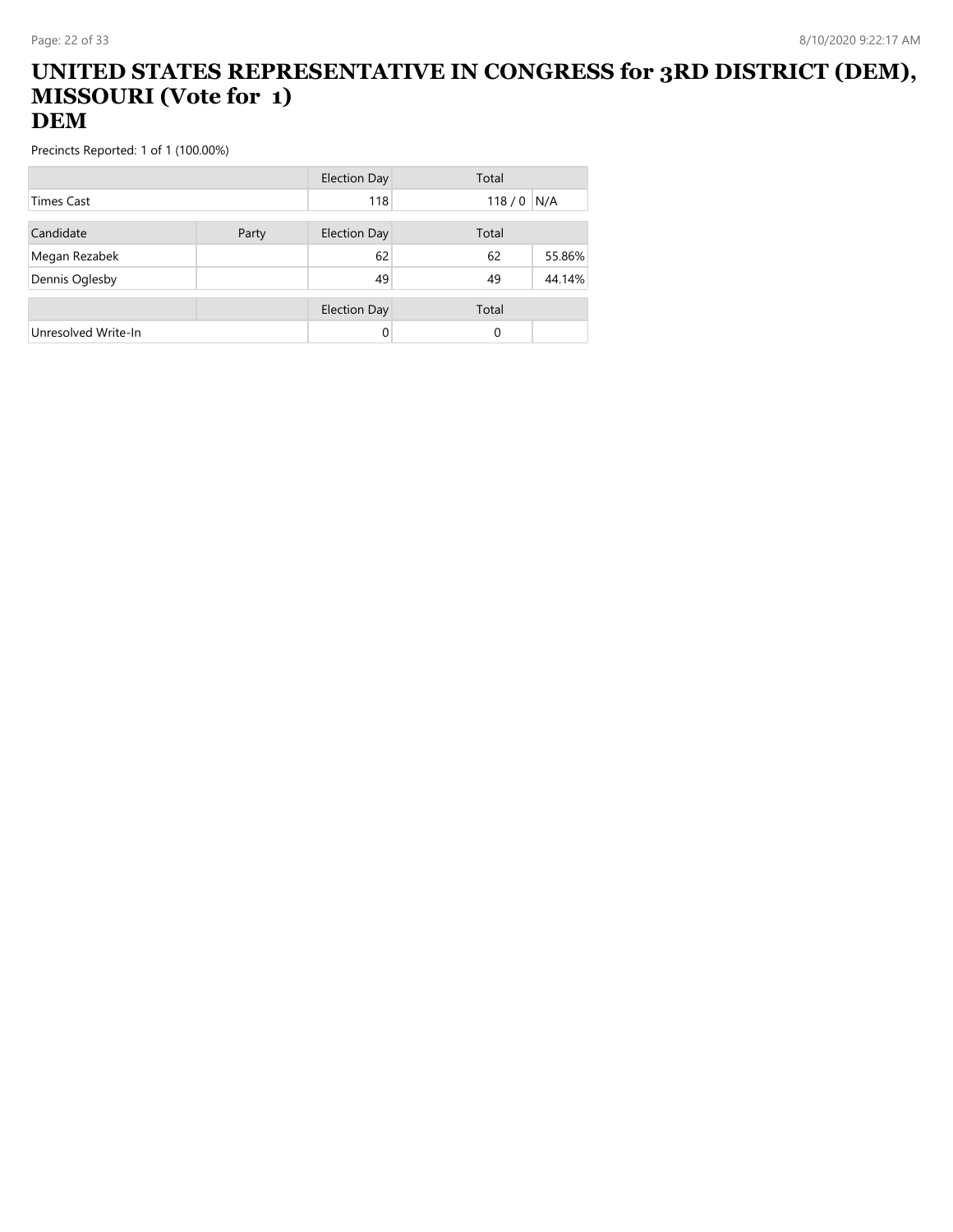# UNITED STATES REPRESENTATIVE IN CONGRESS for 3RD DISTRICT (DEM), MISSOURI (Vote for 1)
# DEM

Precincts Reported: 1 of 1 (100.00%)

| | | Election Day | Total | |
|---|---|---|---|---|
| Times Cast | | 118 | 118 / 0 | N/A |

| Candidate | Party | Election Day | Total | |
|---|---|---|---|---|
| Megan Rezabek | | 62 | 62 | 55.86% |
| Dennis Oglesby | | 49 | 49 | 44.14% |

| | | Election Day | Total | |
|---|---|---|---|---|
| Unresolved Write-In | | 0 | 0 | |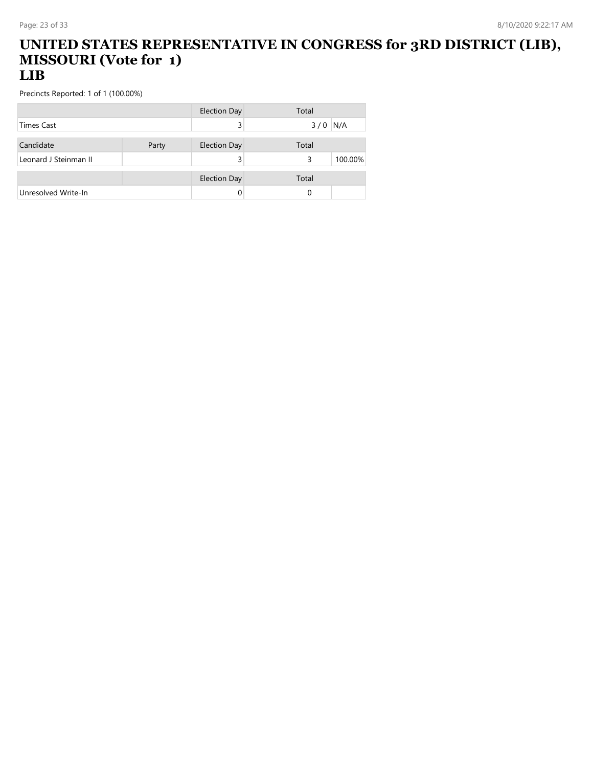# UNITED STATES REPRESENTATIVE IN CONGRESS for 3RD DISTRICT (LIB), MISSOURI (Vote for 1)
## LIB

Precincts Reported: 1 of 1 (100.00%)

| | | Election Day | Total | |
|---|---|---|---|---|
| Times Cast | | 3 | 3 / 0 | N/A |

| Candidate | Party | Election Day | Total | |
|---|---|---|---|---|
| Leonard J Steinman II | | 3 | 3 | 100.00% |

| | | Election Day | Total | |
|---|---|---|---|---|
| Unresolved Write-In | | 0 | 0 | |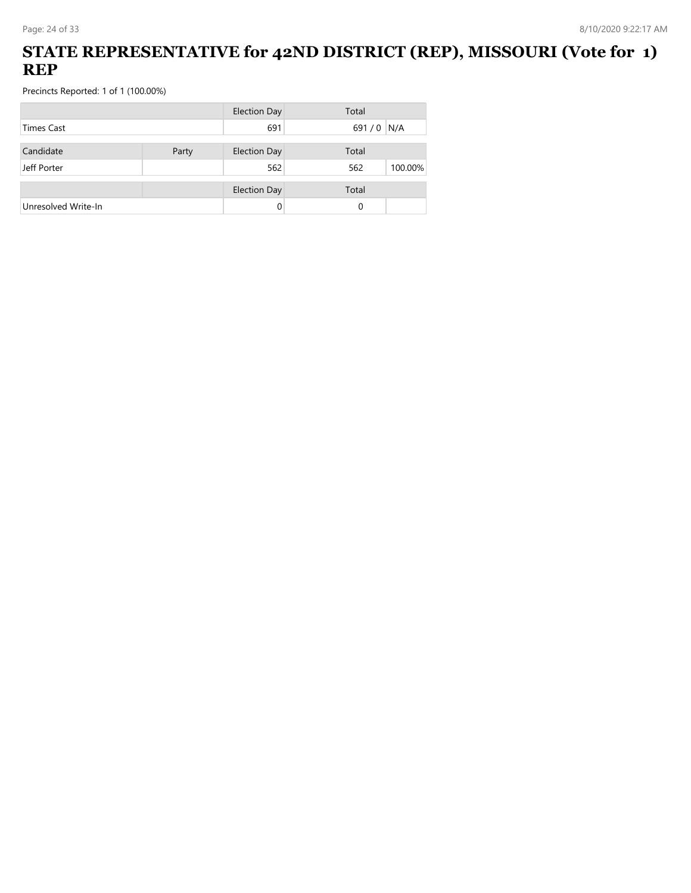# STATE REPRESENTATIVE for 42ND DISTRICT (REP), MISSOURI (Vote for 1) REP

Precincts Reported: 1 of 1 (100.00%)

| | | Election Day | Total | |
|---|---|---|---|---|
| Times Cast | | 691 | 691 / 0 | N/A |

| Candidate | Party | Election Day | Total | |
|---|---|---|---|---|
| Jeff Porter | | 562 | 562 | 100.00% |

| | | Election Day | Total | |
|---|---|---|---|---|
| Unresolved Write-In | | 0 | 0 | |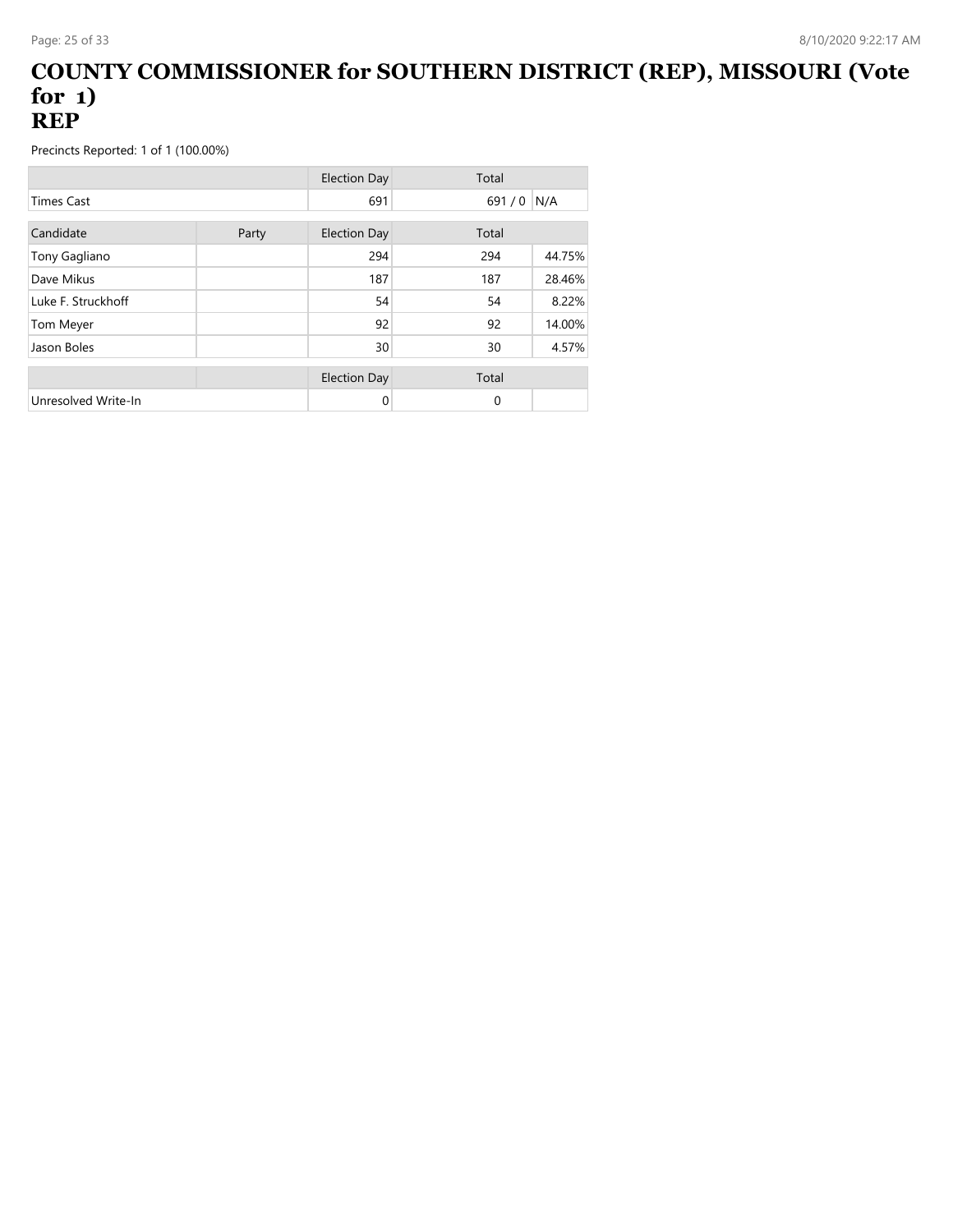# COUNTY COMMISSIONER for SOUTHERN DISTRICT (REP), MISSOURI (Vote for 1)
# REP

Precincts Reported: 1 of 1 (100.00%)

| | | Election Day | Total | |
|---|---|---|---|---|
| Times Cast | | 691 | 691 / 0 | N/A |

| Candidate | Party | Election Day | Total | |
|---|---|---|---|---|
| Tony Gagliano | | 294 | 294 | 44.75% |
| Dave Mikus | | 187 | 187 | 28.46% |
| Luke F. Struckhoff | | 54 | 54 | 8.22% |
| Tom Meyer | | 92 | 92 | 14.00% |
| Jason Boles | | 30 | 30 | 4.57% |

| | | Election Day | Total | |
|---|---|---|---|---|
| Unresolved Write-In | | 0 | 0 | |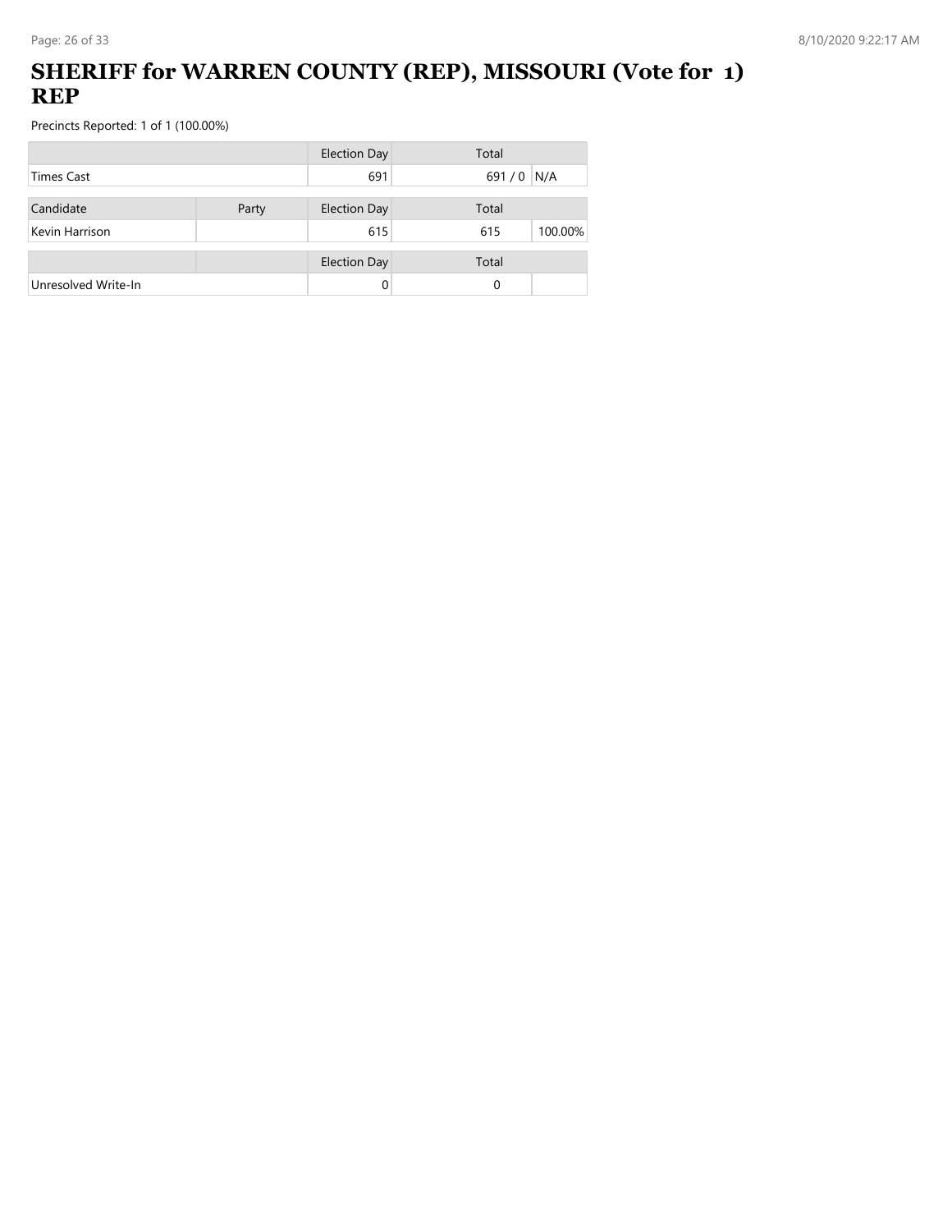# SHERIFF for WARREN COUNTY (REP), MISSOURI (Vote for 1) REP

Precincts Reported: 1 of 1 (100.00%)

| | | Election Day | Total | |
|---|---|---|---|---|
| Times Cast | | 691 | 691 / 0 | N/A |

| Candidate | Party | Election Day | Total | |
|---|---|---|---|---|
| Kevin Harrison | | 615 | 615 | 100.00% |

| | | Election Day | Total | |
|---|---|---|---|---|
| Unresolved Write-In | | 0 | 0 | |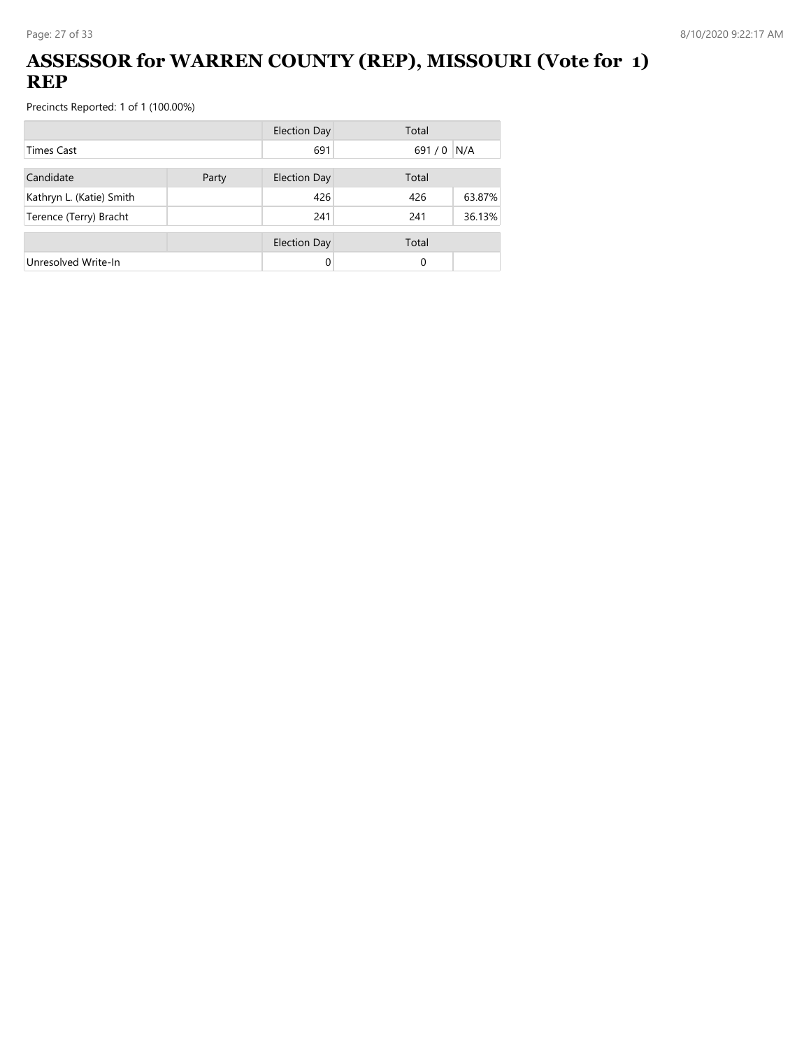# ASSESSOR for WARREN COUNTY (REP), MISSOURI (Vote for 1) REP

Precincts Reported: 1 of 1 (100.00%)

| | | Election Day | Total | |
|---|---|---|---|---|
| Times Cast | | 691 | 691 / 0 | N/A |

| Candidate | Party | Election Day | Total | |
|---|---|---|---|---|
| Kathryn L. (Katie) Smith | | 426 | 426 | 63.87% |
| Terence (Terry) Bracht | | 241 | 241 | 36.13% |

| | | Election Day | Total | |
|---|---|---|---|---|
| Unresolved Write-In | | 0 | 0 | |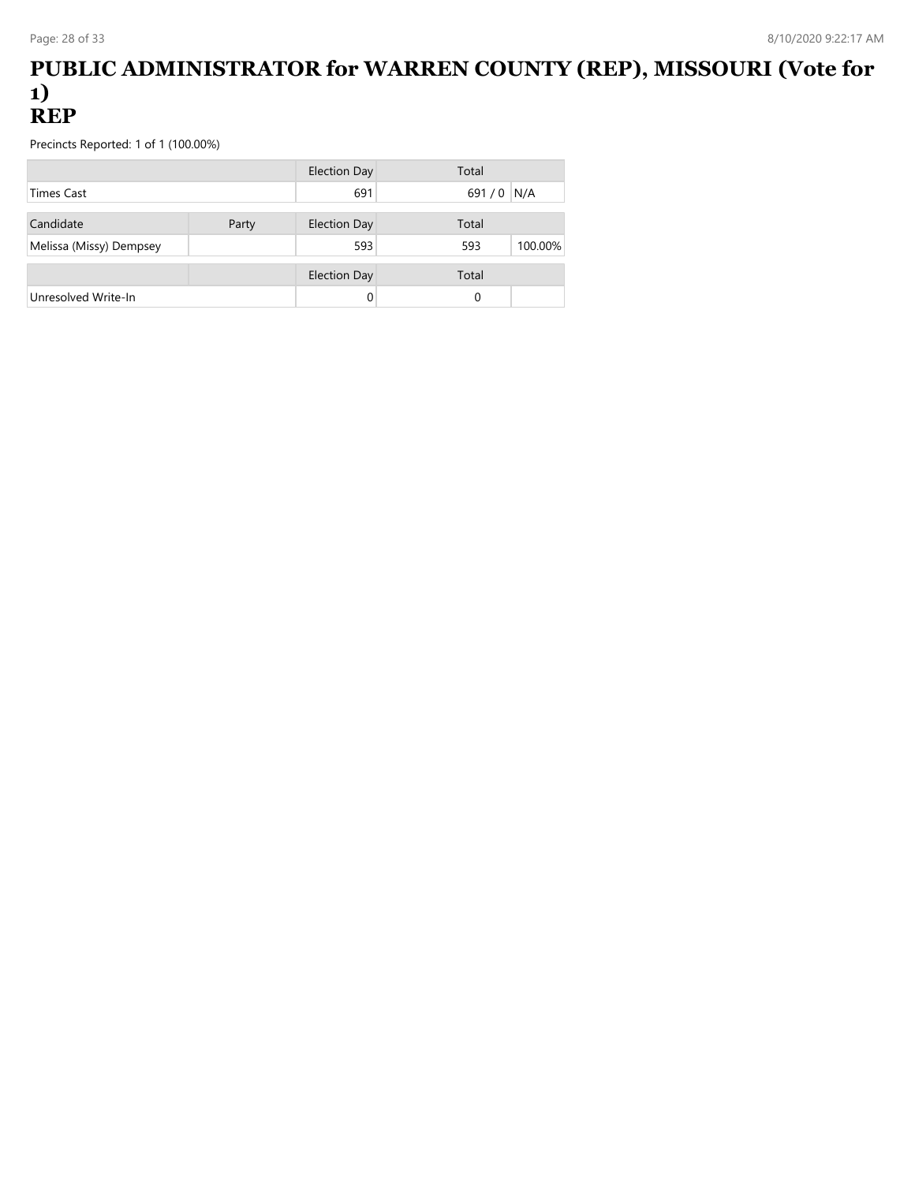# PUBLIC ADMINISTRATOR for WARREN COUNTY (REP), MISSOURI (Vote for 1) REP

Precincts Reported: 1 of 1 (100.00%)

| | | Election Day | Total | |
|---|---|---|---|---|
| Times Cast | | 691 | 691 / 0 | N/A |

| Candidate | Party | Election Day | Total | |
|---|---|---|---|---|
| Melissa (Missy) Dempsey | | 593 | 593 | 100.00% |

| | | Election Day | Total | |
|---|---|---|---|---|
| Unresolved Write-In | | 0 | 0 | |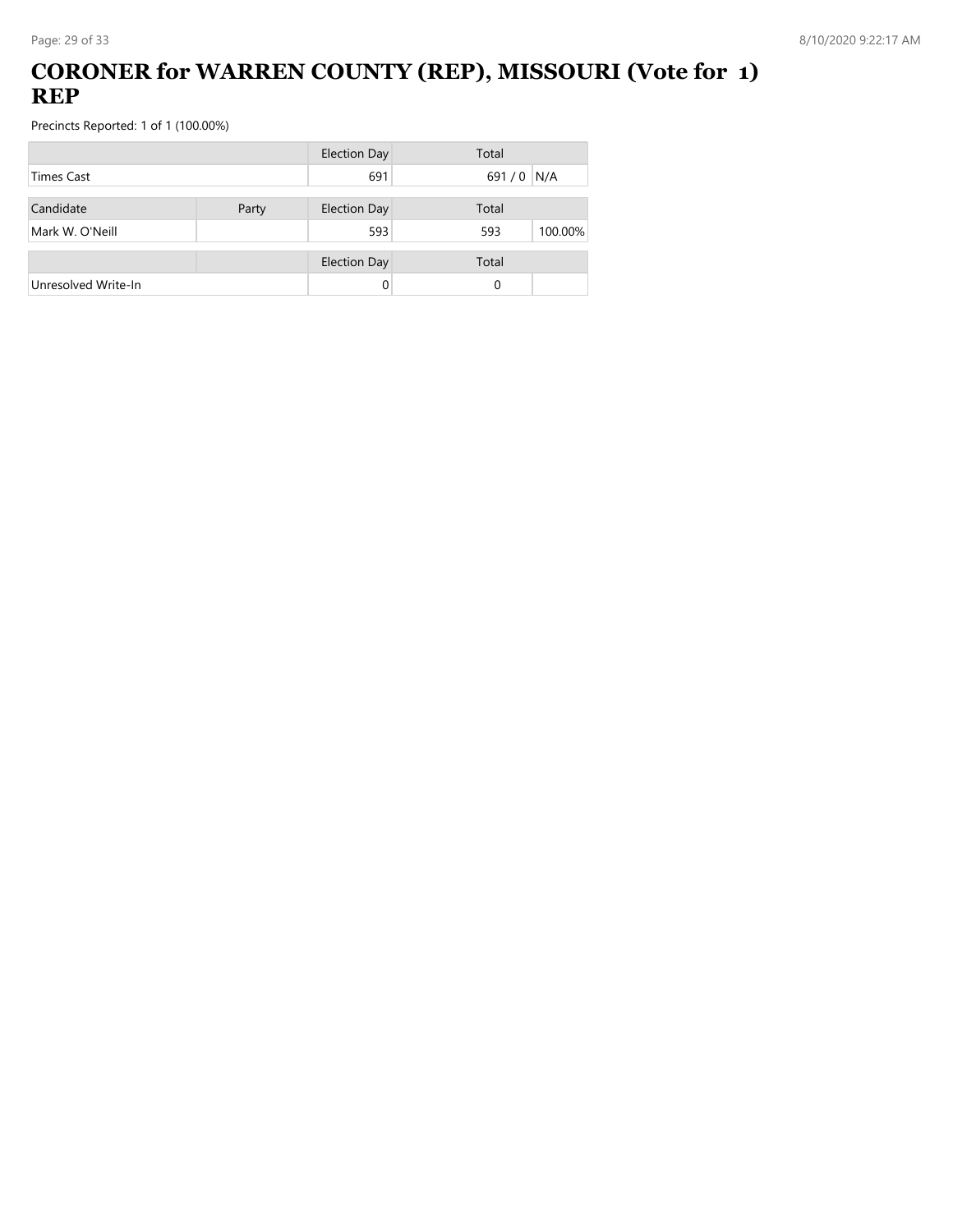# CORONER for WARREN COUNTY (REP), MISSOURI (Vote for 1) REP

Precincts Reported: 1 of 1 (100.00%)

| | | Election Day | Total | |
|---|---|---|---|---|
| Times Cast | | 691 | 691 / 0 | N/A |

| Candidate | Party | Election Day | Total | |
|---|---|---|---|---|
| Mark W. O'Neill | | 593 | 593 | 100.00% |

| | | Election Day | Total | |
|---|---|---|---|---|
| Unresolved Write-In | | 0 | 0 | |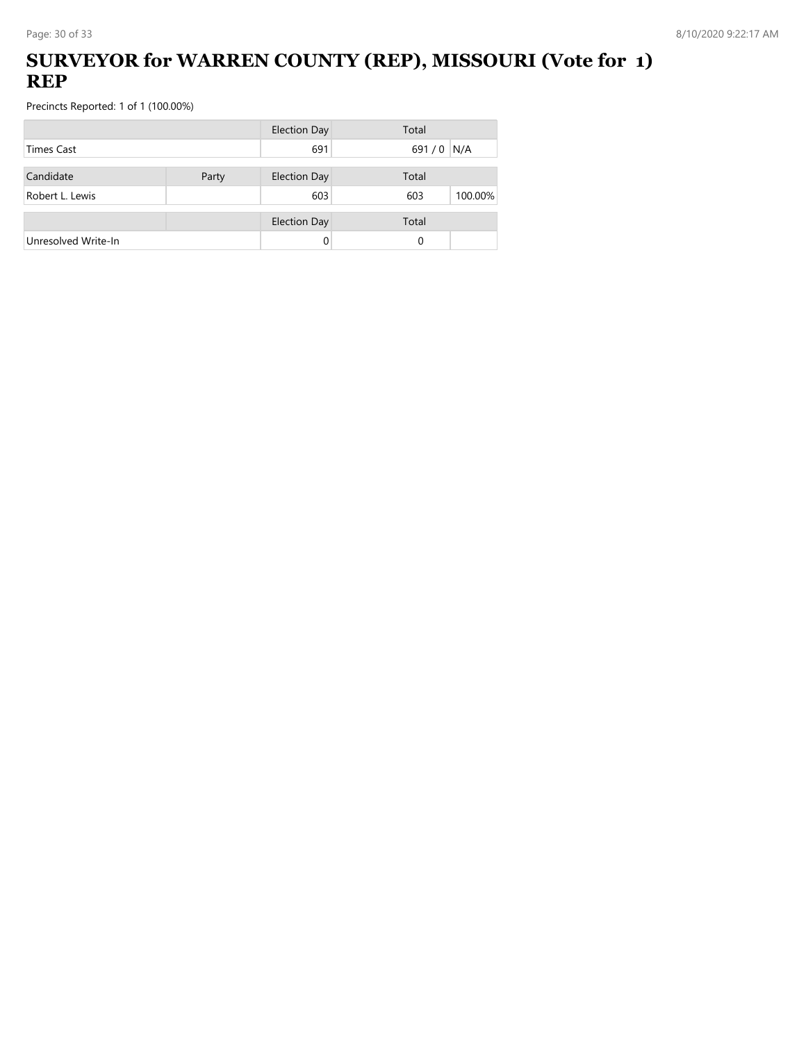# SURVEYOR for WARREN COUNTY (REP), MISSOURI (Vote for 1) REP

Precincts Reported: 1 of 1 (100.00%)

| | | Election Day | Total | |
|---|---|---|---|---|
| Times Cast | | 691 | 691 / 0 | N/A |

| Candidate | Party | Election Day | Total | |
|---|---|---|---|---|
| Robert L. Lewis | | 603 | 603 | 100.00% |

| | | Election Day | Total | |
|---|---|---|---|---|
| Unresolved Write-In | | 0 | 0 | |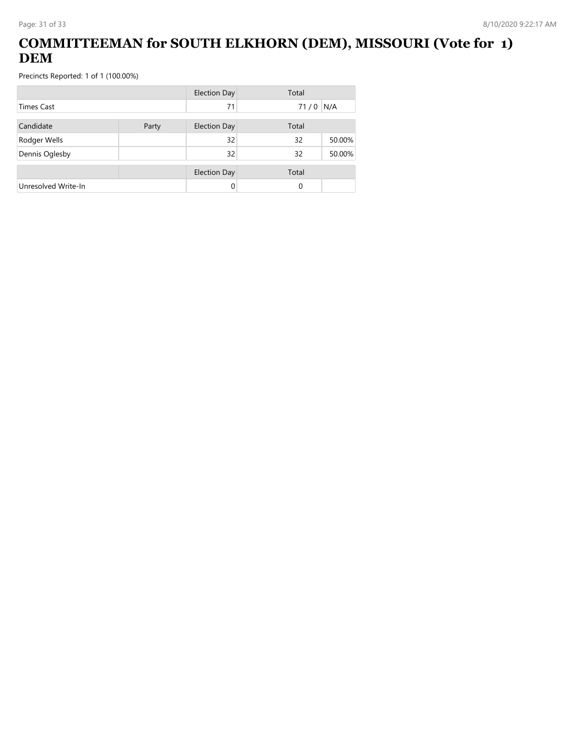# COMMITTEEMAN for SOUTH ELKHORN (DEM), MISSOURI (Vote for 1) DEM

Precincts Reported: 1 of 1 (100.00%)

| | | Election Day | Total | |
|---|---|---|---|---|
| Times Cast | | 71 | 71 / 0 | N/A |

| Candidate | Party | Election Day | Total | |
|---|---|---|---|---|
| Rodger Wells | | 32 | 32 | 50.00% |
| Dennis Oglesby | | 32 | 32 | 50.00% |

| | | Election Day | Total | |
|---|---|---|---|---|
| Unresolved Write-In | | 0 | 0 | |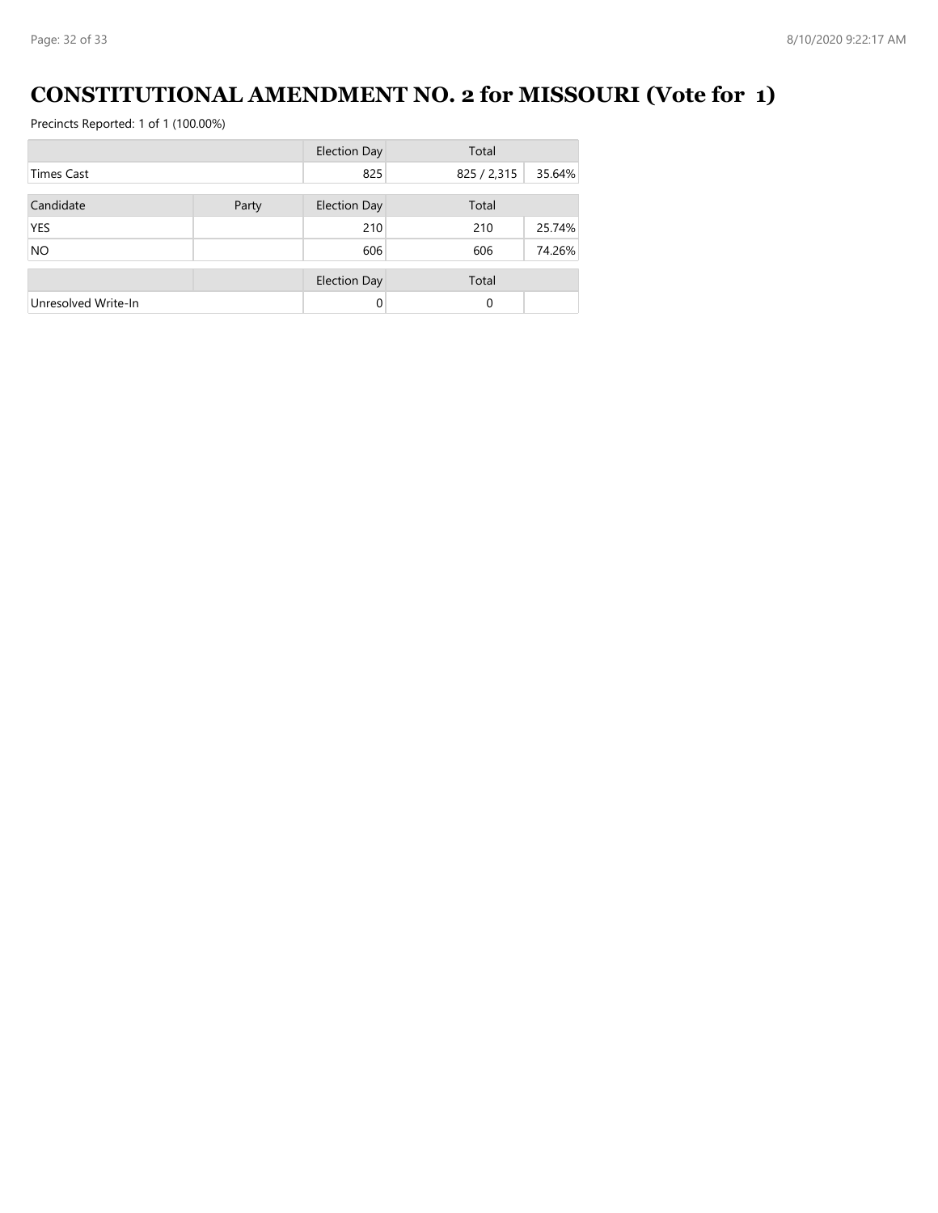# CONSTITUTIONAL AMENDMENT NO. 2 for MISSOURI (Vote for 1)

Precincts Reported: 1 of 1 (100.00%)

| | | Election Day | Total | |
|---|---|---|---|---|
| Times Cast | | 825 | 825 / 2,315 | 35.64% |

| Candidate | Party | Election Day | Total | |
|---|---|---|---|---|
| YES | | 210 | 210 | 25.74% |
| NO | | 606 | 606 | 74.26% |

| | | Election Day | Total | |
|---|---|---|---|---|
| Unresolved Write-In | | 0 | 0 | |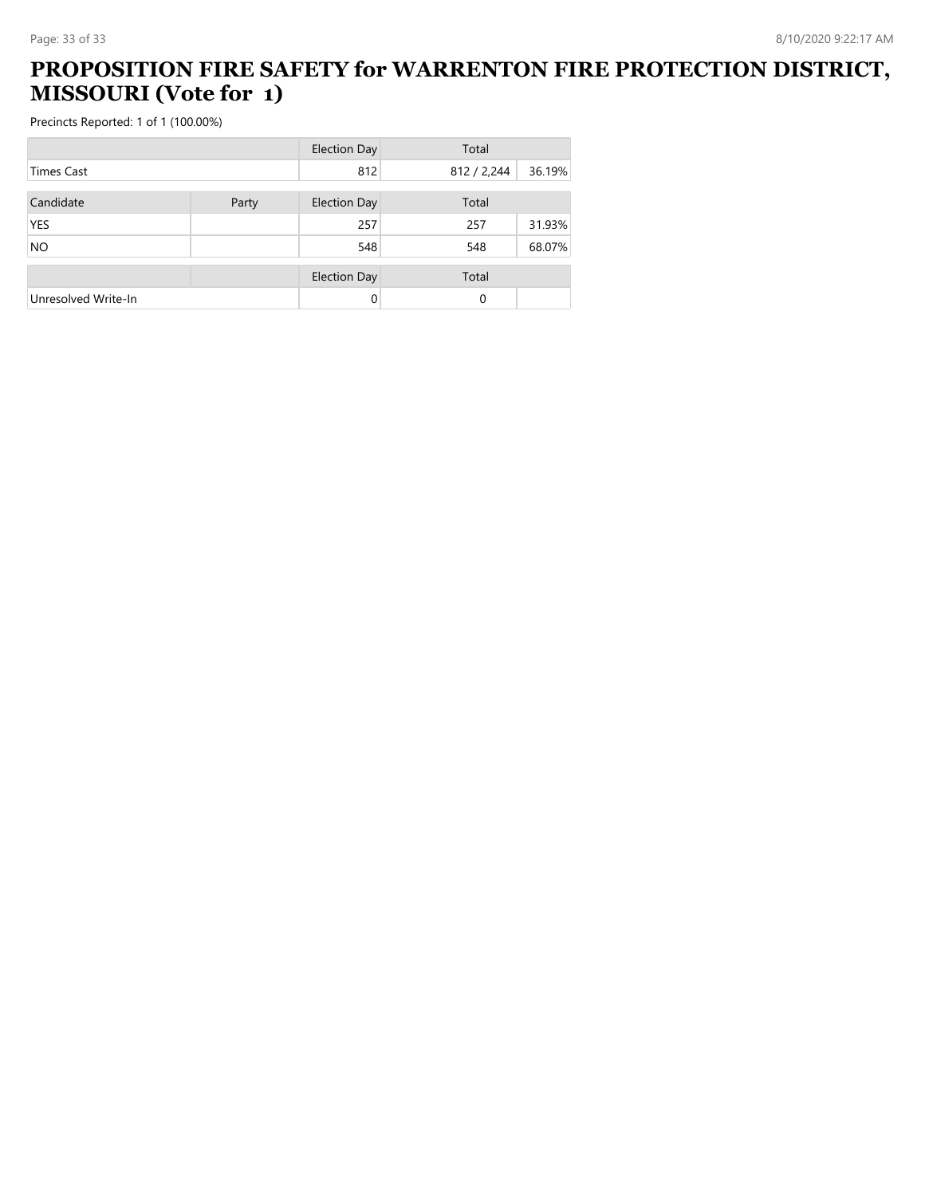# PROPOSITION FIRE SAFETY for WARRENTON FIRE PROTECTION DISTRICT, MISSOURI (Vote for 1)

Precincts Reported: 1 of 1 (100.00%)

| | | Election Day | Total | |
|---|---|---|---|---|
| Times Cast | | 812 | 812 / 2,244 | 36.19% |
| Candidate | Party | Election Day | Total | |
| YES | | 257 | 257 | 31.93% |
| NO | | 548 | 548 | 68.07% |
| | | Election Day | Total | |
| Unresolved Write-In | | 0 | 0 | |